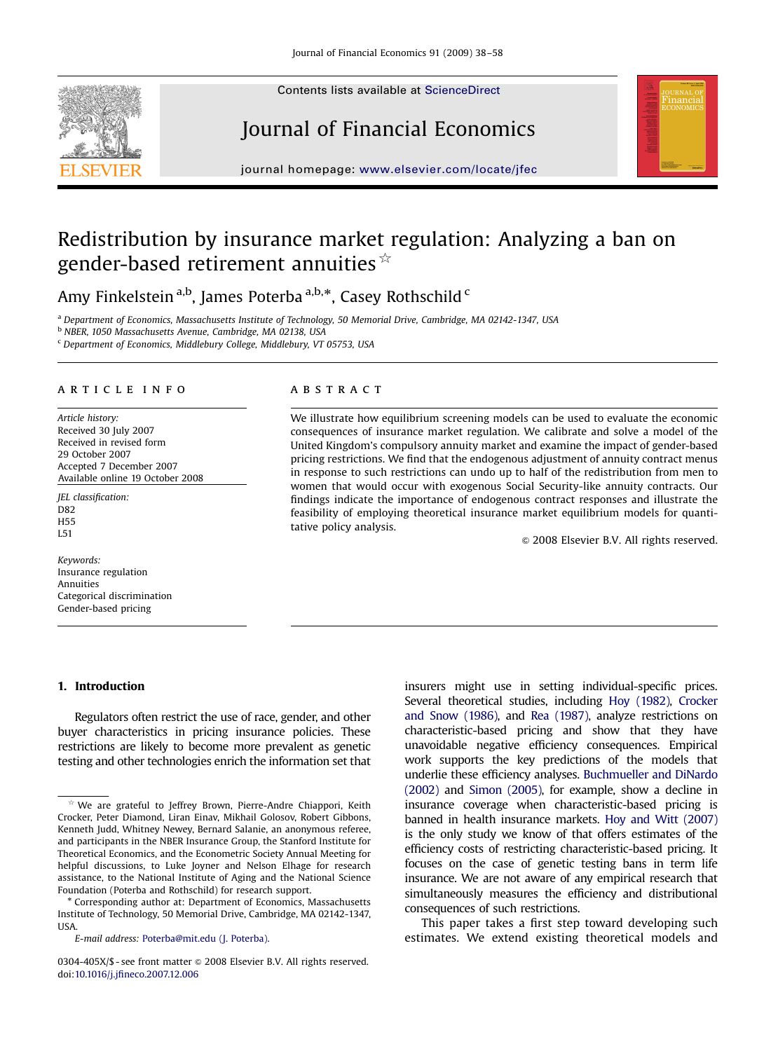# Redistribution by insurance market regulation: Analyzing a ban on gender-based retirement annuities ☆

Amy Finkelstein [a,b], James Poterba [a,b,*], Casey Rothschild [c]

[a] Department of Economics, Massachusetts Institute of Technology, 50 Memorial Drive, Cambridge, MA 02142-1347, USA
[b] NBER, 1050 Massachusetts Avenue, Cambridge, MA 02138, USA
[c] Department of Economics, Middlebury College, Middlebury, VT 05753, USA

## ARTICLE INFO

*Article history:*
Received 30 July 2007
Received in revised form
29 October 2007
Accepted 7 December 2007
Available online 19 October 2008

*JEL classification:*
D82
H55
L51

*Keywords:*
Insurance regulation
Annuities
Categorical discrimination
Gender-based pricing

## ABSTRACT

We illustrate how equilibrium screening models can be used to evaluate the economic consequences of insurance market regulation. We calibrate and solve a model of the United Kingdom's compulsory annuity market and examine the impact of gender-based pricing restrictions. We find that the endogenous adjustment of annuity contract menus in response to such restrictions can undo up to half of the redistribution from men to women that would occur with exogenous Social Security-like annuity contracts. Our findings indicate the importance of endogenous contract responses and illustrate the feasibility of employing theoretical insurance market equilibrium models for quantitative policy analysis.

© 2008 Elsevier B.V. All rights reserved.

## 1. Introduction

Regulators often restrict the use of race, gender, and other buyer characteristics in pricing insurance policies. These restrictions are likely to become more prevalent as genetic testing and other technologies enrich the information set that insurers might use in setting individual-specific prices. Several theoretical studies, including Hoy (1982), Crocker and Snow (1986), and Rea (1987), analyze restrictions on characteristic-based pricing and show that they have unavoidable negative efficiency consequences. Empirical work supports the key predictions of the models that underlie these efficiency analyses. Buchmueller and DiNardo (2002) and Simon (2005), for example, show a decline in insurance coverage when characteristic-based pricing is banned in health insurance markets. Hoy and Witt (2007) is the only study we know of that offers estimates of the efficiency costs of restricting characteristic-based pricing. It focuses on the case of genetic testing bans in term life insurance. We are not aware of any empirical research that simultaneously measures the efficiency and distributional consequences of such restrictions.

This paper takes a first step toward developing such estimates. We extend existing theoretical models and

---

☆ We are grateful to Jeffrey Brown, Pierre-Andre Chiappori, Keith Crocker, Peter Diamond, Liran Einav, Mikhail Golosov, Robert Gibbons, Kenneth Judd, Whitney Newey, Bernard Salanie, an anonymous referee, and participants in the NBER Insurance Group, the Stanford Institute for Theoretical Economics, and the Econometric Society Annual Meeting for helpful discussions, to Luke Joyner and Nelson Elhage for research assistance, to the National Institute of Aging and the National Science Foundation (Poterba and Rothschild) for research support.

\* Corresponding author at: Department of Economics, Massachusetts Institute of Technology, 50 Memorial Drive, Cambridge, MA 02142-1347, USA.

*E-mail address:* Poterba@mit.edu (J. Poterba).

0304-405X/$ - see front matter © 2008 Elsevier B.V. All rights reserved.
doi:10.1016/j.jfineco.2007.12.006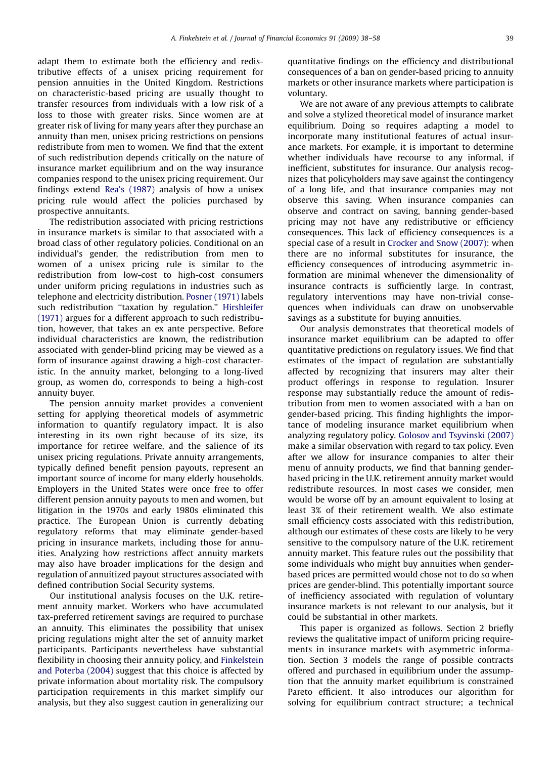adapt them to estimate both the efficiency and redistributive effects of a unisex pricing requirement for pension annuities in the United Kingdom. Restrictions on characteristic-based pricing are usually thought to transfer resources from individuals with a low risk of a loss to those with greater risks. Since women are at greater risk of living for many years after they purchase an annuity than men, unisex pricing restrictions on pensions redistribute from men to women. We find that the extent of such redistribution depends critically on the nature of insurance market equilibrium and on the way insurance companies respond to the unisex pricing requirement. Our findings extend Rea's (1987) analysis of how a unisex pricing rule would affect the policies purchased by prospective annuitants.

The redistribution associated with pricing restrictions in insurance markets is similar to that associated with a broad class of other regulatory policies. Conditional on an individual's gender, the redistribution from men to women of a unisex pricing rule is similar to the redistribution from low-cost to high-cost consumers under uniform pricing regulations in industries such as telephone and electricity distribution. Posner (1971) labels such redistribution "taxation by regulation." Hirshleifer (1971) argues for a different approach to such redistribution, however, that takes an ex ante perspective. Before individual characteristics are known, the redistribution associated with gender-blind pricing may be viewed as a form of insurance against drawing a high-cost characteristic. In the annuity market, belonging to a long-lived group, as women do, corresponds to being a high-cost annuity buyer.

The pension annuity market provides a convenient setting for applying theoretical models of asymmetric information to quantify regulatory impact. It is also interesting in its own right because of its size, its importance for retiree welfare, and the salience of its unisex pricing regulations. Private annuity arrangements, typically defined benefit pension payouts, represent an important source of income for many elderly households. Employers in the United States were once free to offer different pension annuity payouts to men and women, but litigation in the 1970s and early 1980s eliminated this practice. The European Union is currently debating regulatory reforms that may eliminate gender-based pricing in insurance markets, including those for annuities. Analyzing how restrictions affect annuity markets may also have broader implications for the design and regulation of annuitized payout structures associated with defined contribution Social Security systems.

Our institutional analysis focuses on the U.K. retirement annuity market. Workers who have accumulated tax-preferred retirement savings are required to purchase an annuity. This eliminates the possibility that unisex pricing regulations might alter the set of annuity market participants. Participants nevertheless have substantial flexibility in choosing their annuity policy, and Finkelstein and Poterba (2004) suggest that this choice is affected by private information about mortality risk. The compulsory participation requirements in this market simplify our analysis, but they also suggest caution in generalizing our quantitative findings on the efficiency and distributional consequences of a ban on gender-based pricing to annuity markets or other insurance markets where participation is voluntary.

We are not aware of any previous attempts to calibrate and solve a stylized theoretical model of insurance market equilibrium. Doing so requires adapting a model to incorporate many institutional features of actual insurance markets. For example, it is important to determine whether individuals have recourse to any informal, if inefficient, substitutes for insurance. Our analysis recognizes that policyholders may save against the contingency of a long life, and that insurance companies may not observe this saving. When insurance companies can observe and contract on saving, banning gender-based pricing may not have any redistributive or efficiency consequences. This lack of efficiency consequences is a special case of a result in Crocker and Snow (2007): when there are no informal substitutes for insurance, the efficiency consequences of introducing asymmetric information are minimal whenever the dimensionality of insurance contracts is sufficiently large. In contrast, regulatory interventions may have non-trivial consequences when individuals can draw on unobservable savings as a substitute for buying annuities.

Our analysis demonstrates that theoretical models of insurance market equilibrium can be adapted to offer quantitative predictions on regulatory issues. We find that estimates of the impact of regulation are substantially affected by recognizing that insurers may alter their product offerings in response to regulation. Insurer response may substantially reduce the amount of redistribution from men to women associated with a ban on gender-based pricing. This finding highlights the importance of modeling insurance market equilibrium when analyzing regulatory policy. Golosov and Tsyvinski (2007) make a similar observation with regard to tax policy. Even after we allow for insurance companies to alter their menu of annuity products, we find that banning gender-based pricing in the U.K. retirement annuity market would redistribute resources. In most cases we consider, men would be worse off by an amount equivalent to losing at least 3% of their retirement wealth. We also estimate small efficiency costs associated with this redistribution, although our estimates of these costs are likely to be very sensitive to the compulsory nature of the U.K. retirement annuity market. This feature rules out the possibility that some individuals who might buy annuities when gender-based prices are permitted would chose not to do so when prices are gender-blind. This potentially important source of inefficiency associated with regulation of voluntary insurance markets is not relevant to our analysis, but it could be substantial in other markets.

This paper is organized as follows. Section 2 briefly reviews the qualitative impact of uniform pricing requirements in insurance markets with asymmetric information. Section 3 models the range of possible contracts offered and purchased in equilibrium under the assumption that the annuity market equilibrium is constrained Pareto efficient. It also introduces our algorithm for solving for equilibrium contract structure; a technical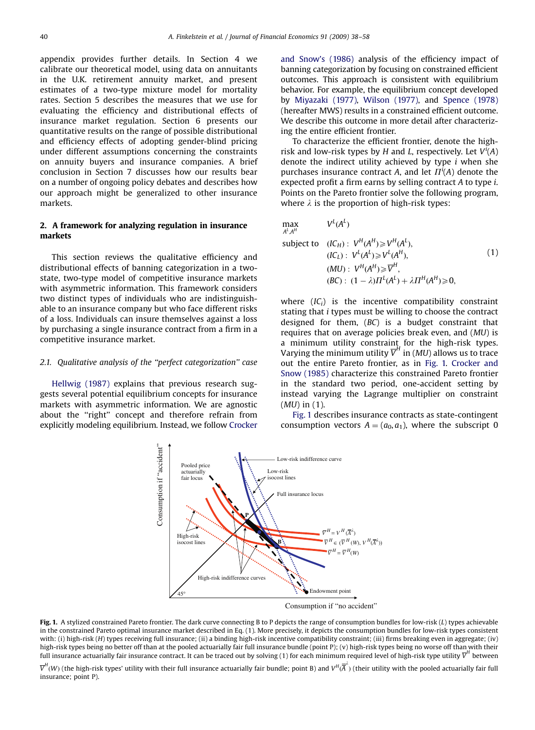appendix provides further details. In Section 4 we calibrate our theoretical model, using data on annuitants in the U.K. retirement annuity market, and present estimates of a two-type mixture model for mortality rates. Section 5 describes the measures that we use for evaluating the efficiency and distributional effects of insurance market regulation. Section 6 presents our quantitative results on the range of possible distributional and efficiency effects of adopting gender-blind pricing under different assumptions concerning the constraints on annuity buyers and insurance companies. A brief conclusion in Section 7 discusses how our results bear on a number of ongoing policy debates and describes how our approach might be generalized to other insurance markets.

## 2. A framework for analyzing regulation in insurance markets

This section reviews the qualitative efficiency and distributional effects of banning categorization in a two-state, two-type model of competitive insurance markets with asymmetric information. This framework considers two distinct types of individuals who are indistinguishable to an insurance company but who face different risks of a loss. Individuals can insure themselves against a loss by purchasing a single insurance contract from a firm in a competitive insurance market.

### 2.1. Qualitative analysis of the "perfect categorization" case

Hellwig (1987) explains that previous research suggests several potential equilibrium concepts for insurance markets with asymmetric information. We are agnostic about the "right" concept and therefore refrain from explicitly modeling equilibrium. Instead, we follow Crocker and Snow's (1986) analysis of the efficiency impact of banning categorization by focusing on constrained efficient outcomes. This approach is consistent with equilibrium behavior. For example, the equilibrium concept developed by Miyazaki (1977), Wilson (1977), and Spence (1978) (hereafter MWS) results in a constrained efficient outcome. We describe this outcome in more detail after characterizing the entire efficient frontier.

To characterize the efficient frontier, denote the high-risk and low-risk types by $H$ and $L$, respectively. Let $V^i(A)$ denote the indirect utility achieved by type $i$ when she purchases insurance contract $A$, and let $\Pi^i(A)$ denote the expected profit a firm earns by selling contract $A$ to type $i$. Points on the Pareto frontier solve the following program, where $\lambda$ is the proportion of high-risk types:

$$
\begin{aligned}
\max_{A^L, A^H} \quad & V^L(A^L) \\
\text{subject to} \quad & (IC_H): \; V^H(A^H) \geqslant V^H(A^L), \\
& (IC_L): \; V^L(A^L) \geqslant V^L(A^H), \\
& (MU): \; V^H(A^H) \geqslant \overline{V}^H, \\
& (BC): \; (1-\lambda)\Pi^L(A^L) + \lambda \Pi^H(A^H) \geqslant 0,
\end{aligned}
\tag{1}
$$

where $(IC_i)$ is the incentive compatibility constraint stating that $i$ types must be willing to choose the contract designed for them, $(BC)$ is a budget constraint that requires that on average policies break even, and $(MU)$ is a minimum utility constraint for the high-risk types. Varying the minimum utility $\overline{V}^H$ in $(MU)$ allows us to trace out the entire Pareto frontier, as in Fig. 1. Crocker and Snow (1985) characterize this constrained Pareto frontier in the standard two period, one-accident setting by instead varying the Lagrange multiplier on constraint $(MU)$ in (1).

Fig. 1 describes insurance contracts as state-contingent consumption vectors $A = (a_0, a_1)$, where the subscript 0

**Fig. 1.** A stylized constrained Pareto frontier. The dark curve connecting B to P depicts the range of consumption bundles for low-risk ($L$) types achievable in the constrained Pareto optimal insurance market described in Eq. (1). More precisely, it depicts the consumption bundles for low-risk types consistent with: (i) high-risk ($H$) types receiving full insurance; (ii) a binding high-risk incentive compatibility constraint; (iii) firms breaking even in aggregate; (iv) high-risk types being no better off than at the pooled actuarially fair full insurance bundle (point P); (v) high-risk types being no worse off than with their full insurance actuarially fair insurance contract. It can be traced out by solving (1) for each minimum required level of high-risk type utility $\overline{V}^H$ between $\overline{V}^H(W)$ (the high-risk types' utility with their full insurance actuarially fair bundle; point B) and $V^H(\overline{\overline{A}}^{\lambda})$ (their utility with the pooled actuarially fair full insurance; point P).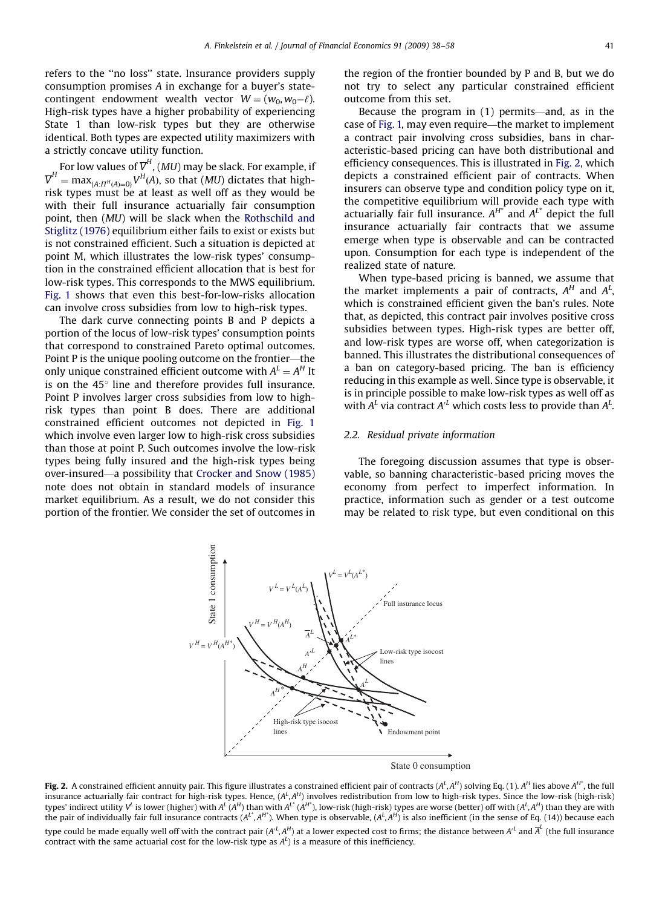refers to the "no loss" state. Insurance providers supply consumption promises $A$ in exchange for a buyer's state-contingent endowment wealth vector $W = (w_0, w_0 - \ell)$. High-risk types have a higher probability of experiencing State 1 than low-risk types but they are otherwise identical. Both types are expected utility maximizers with a strictly concave utility function.

For low values of $\overline{V}^H$, (*MU*) may be slack. For example, if $\overline{V}^H = \max_{\{A:\Pi^H(A)=0\}} V^H(A)$, so that (*MU*) dictates that high-risk types must be at least as well off as they would be with their full insurance actuarially fair consumption point, then (*MU*) will be slack when the Rothschild and Stiglitz (1976) equilibrium either fails to exist or exists but is not constrained efficient. Such a situation is depicted at point M, which illustrates the low-risk types' consumption in the constrained efficient allocation that is best for low-risk types. This corresponds to the MWS equilibrium. Fig. 1 shows that even this best-for-low-risks allocation can involve cross subsidies from low to high-risk types.

The dark curve connecting points B and P depicts a portion of the locus of low-risk types' consumption points that correspond to constrained Pareto optimal outcomes. Point P is the unique pooling outcome on the frontier—the only unique constrained efficient outcome with $A^L = A^H$ It is on the 45° line and therefore provides full insurance. Point P involves larger cross subsidies from low to high-risk types than point B does. There are additional constrained efficient outcomes not depicted in Fig. 1 which involve even larger low to high-risk cross subsidies than those at point P. Such outcomes involve the low-risk types being fully insured and the high-risk types being over-insured—a possibility that Crocker and Snow (1985) note does not obtain in standard models of insurance market equilibrium. As a result, we do not consider this portion of the frontier. We consider the set of outcomes in the region of the frontier bounded by P and B, but we do not try to select any particular constrained efficient outcome from this set.

Because the program in (1) permits—and, as in the case of Fig. 1, may even require—the market to implement a contract pair involving cross subsidies, bans in characteristic-based pricing can have both distributional and efficiency consequences. This is illustrated in Fig. 2, which depicts a constrained efficient pair of contracts. When insurers can observe type and condition policy type on it, the competitive equilibrium will provide each type with actuarially fair full insurance. $A^{H^*}$ and $A^{L^*}$ depict the full insurance actuarially fair contracts that we assume emerge when type is observable and can be contracted upon. Consumption for each type is independent of the realized state of nature.

When type-based pricing is banned, we assume that the market implements a pair of contracts, $A^H$ and $A^L$, which is constrained efficient given the ban's rules. Note that, as depicted, this contract pair involves positive cross subsidies between types. High-risk types are better off, and low-risk types are worse off, when categorization is banned. This illustrates the distributional consequences of a ban on category-based pricing. The ban is efficiency reducing in this example as well. Since type is observable, it is in principle possible to make low-risk types as well off as with $A^L$ via contract $A'^L$ which costs less to provide than $A^L$.

### 2.2. Residual private information

The foregoing discussion assumes that type is observable, so banning characteristic-based pricing moves the economy from perfect to imperfect information. In practice, information such as gender or a test outcome may be related to risk type, but even conditional on this

**Fig. 2.** A constrained efficient annuity pair. This figure illustrates a constrained efficient pair of contracts $(A^L, A^H)$ solving Eq. (1). $A^H$ lies above $A^{H^*}$, the full insurance actuarially fair contract for high-risk types. Hence, $(A^L, A^H)$ involves redistribution from low to high-risk types. Since the low-risk (high-risk) types' indirect utility $V^L$ is lower (higher) with $A^L$ ($A^H$) than with $A^{L^*}$ ($A^{H^*}$), low-risk (high-risk) types are worse (better) off with $(A^L, A^H)$ than they are with the pair of individually fair full insurance contracts $(A^{L^*}, A^{H^*})$. When type is observable, $(A^L, A^H)$ is also inefficient (in the sense of Eq. (14)) because each type could be made equally well off with the contract pair $(A'^L, A^H)$ at a lower expected cost to firms; the distance between $A'^L$ and $\overline{A}^L$ (the full insurance contract with the same actuarial cost for the low-risk type as $A^L$) is a measure of this inefficiency.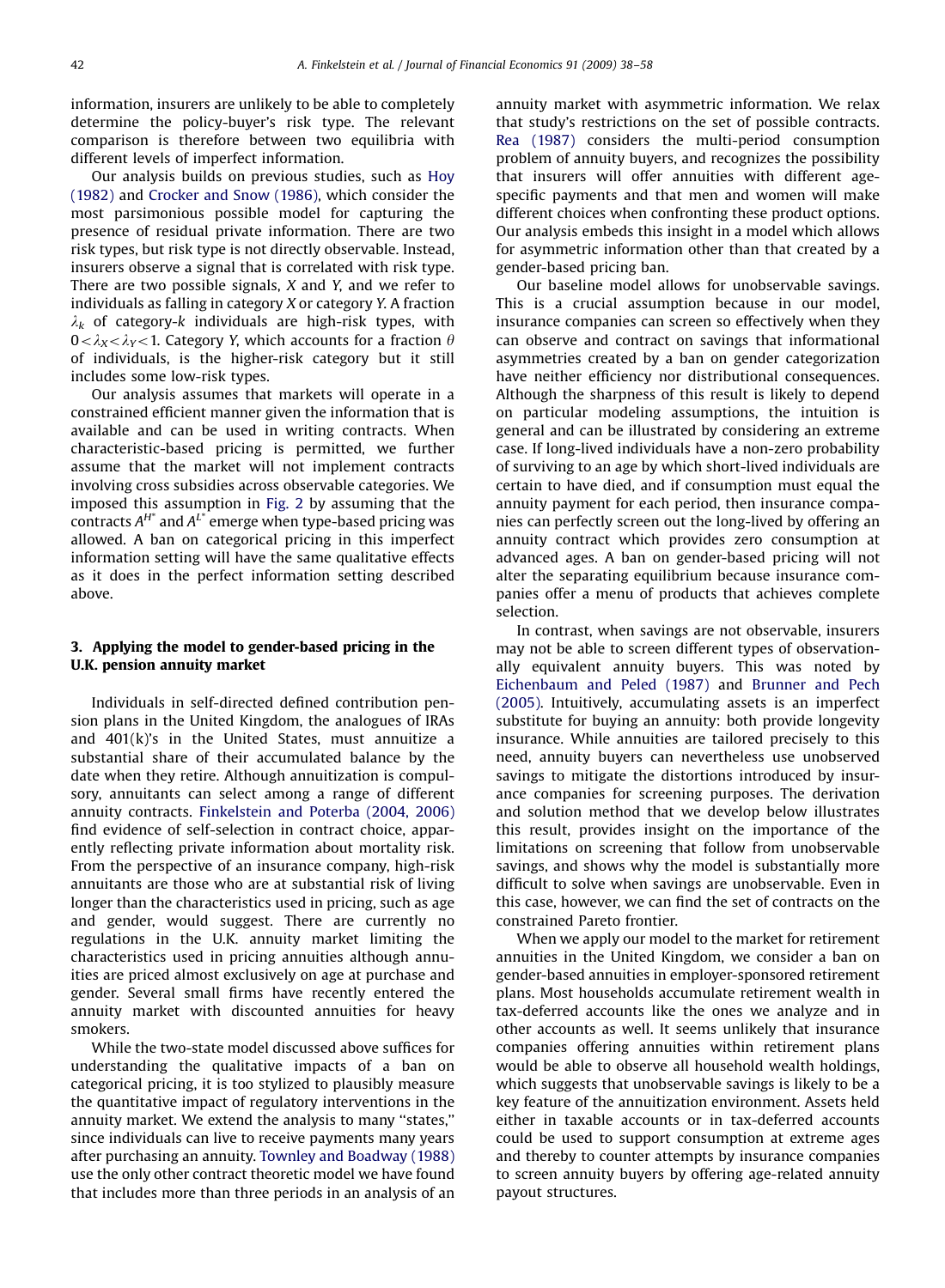information, insurers are unlikely to be able to completely determine the policy-buyer's risk type. The relevant comparison is therefore between two equilibria with different levels of imperfect information.

Our analysis builds on previous studies, such as Hoy (1982) and Crocker and Snow (1986), which consider the most parsimonious possible model for capturing the presence of residual private information. There are two risk types, but risk type is not directly observable. Instead, insurers observe a signal that is correlated with risk type. There are two possible signals, X and Y, and we refer to individuals as falling in category X or category Y. A fraction $\lambda_k$ of category-$k$ individuals are high-risk types, with $0<\lambda_X<\lambda_Y<1$. Category Y, which accounts for a fraction $\theta$ of individuals, is the higher-risk category but it still includes some low-risk types.

Our analysis assumes that markets will operate in a constrained efficient manner given the information that is available and can be used in writing contracts. When characteristic-based pricing is permitted, we further assume that the market will not implement contracts involving cross subsidies across observable categories. We imposed this assumption in Fig. 2 by assuming that the contracts $A^{H^*}$ and $A^{L^*}$ emerge when type-based pricing was allowed. A ban on categorical pricing in this imperfect information setting will have the same qualitative effects as it does in the perfect information setting described above.

## 3. Applying the model to gender-based pricing in the U.K. pension annuity market

Individuals in self-directed defined contribution pension plans in the United Kingdom, the analogues of IRAs and 401(k)'s in the United States, must annuitize a substantial share of their accumulated balance by the date when they retire. Although annuitization is compulsory, annuitants can select among a range of different annuity contracts. Finkelstein and Poterba (2004, 2006) find evidence of self-selection in contract choice, apparently reflecting private information about mortality risk. From the perspective of an insurance company, high-risk annuitants are those who are at substantial risk of living longer than the characteristics used in pricing, such as age and gender, would suggest. There are currently no regulations in the U.K. annuity market limiting the characteristics used in pricing annuities although annuities are priced almost exclusively on age at purchase and gender. Several small firms have recently entered the annuity market with discounted annuities for heavy smokers.

While the two-state model discussed above suffices for understanding the qualitative impacts of a ban on categorical pricing, it is too stylized to plausibly measure the quantitative impact of regulatory interventions in the annuity market. We extend the analysis to many "states," since individuals can live to receive payments many years after purchasing an annuity. Townley and Boadway (1988) use the only other contract theoretic model we have found that includes more than three periods in an analysis of an annuity market with asymmetric information. We relax that study's restrictions on the set of possible contracts. Rea (1987) considers the multi-period consumption problem of annuity buyers, and recognizes the possibility that insurers will offer annuities with different age-specific payments and that men and women will make different choices when confronting these product options. Our analysis embeds this insight in a model which allows for asymmetric information other than that created by a gender-based pricing ban.

Our baseline model allows for unobservable savings. This is a crucial assumption because in our model, insurance companies can screen so effectively when they can observe and contract on savings that informational asymmetries created by a ban on gender categorization have neither efficiency nor distributional consequences. Although the sharpness of this result is likely to depend on particular modeling assumptions, the intuition is general and can be illustrated by considering an extreme case. If long-lived individuals have a non-zero probability of surviving to an age by which short-lived individuals are certain to have died, and if consumption must equal the annuity payment for each period, then insurance companies can perfectly screen out the long-lived by offering an annuity contract which provides zero consumption at advanced ages. A ban on gender-based pricing will not alter the separating equilibrium because insurance companies offer a menu of products that achieves complete selection.

In contrast, when savings are not observable, insurers may not be able to screen different types of observationally equivalent annuity buyers. This was noted by Eichenbaum and Peled (1987) and Brunner and Pech (2005). Intuitively, accumulating assets is an imperfect substitute for buying an annuity: both provide longevity insurance. While annuities are tailored precisely to this need, annuity buyers can nevertheless use unobserved savings to mitigate the distortions introduced by insurance companies for screening purposes. The derivation and solution method that we develop below illustrates this result, provides insight on the importance of the limitations on screening that follow from unobservable savings, and shows why the model is substantially more difficult to solve when savings are unobservable. Even in this case, however, we can find the set of contracts on the constrained Pareto frontier.

When we apply our model to the market for retirement annuities in the United Kingdom, we consider a ban on gender-based annuities in employer-sponsored retirement plans. Most households accumulate retirement wealth in tax-deferred accounts like the ones we analyze and in other accounts as well. It seems unlikely that insurance companies offering annuities within retirement plans would be able to observe all household wealth holdings, which suggests that unobservable savings is likely to be a key feature of the annuitization environment. Assets held either in taxable accounts or in tax-deferred accounts could be used to support consumption at extreme ages and thereby to counter attempts by insurance companies to screen annuity buyers by offering age-related annuity payout structures.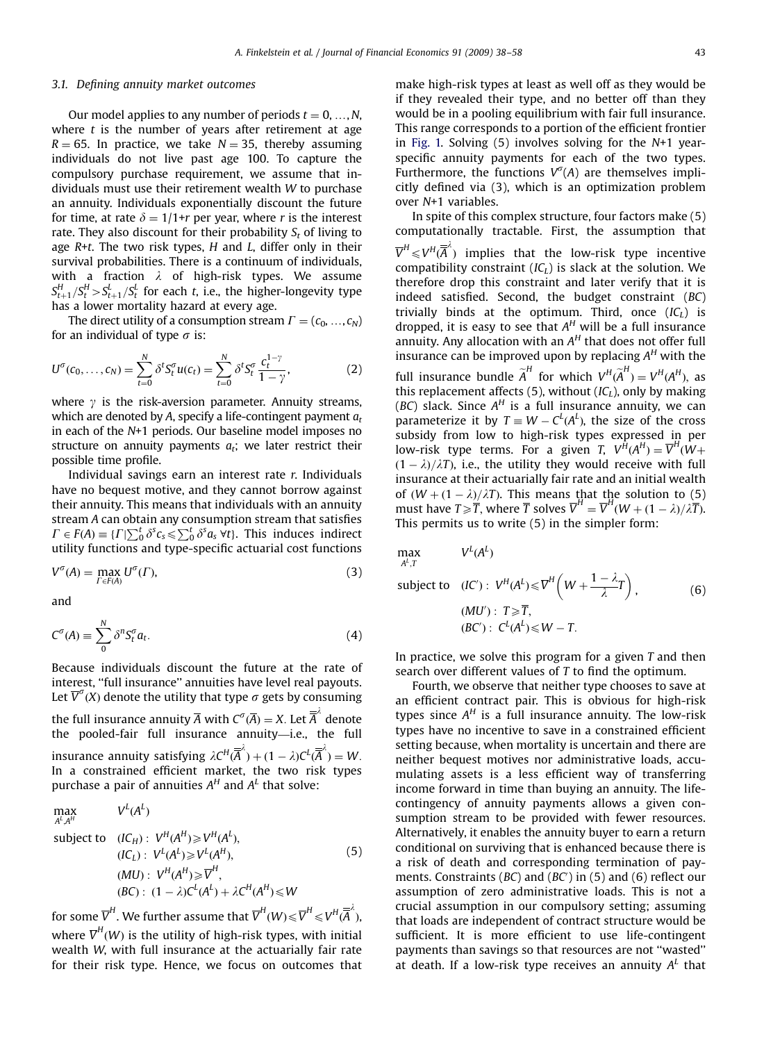### 3.1. Defining annuity market outcomes

Our model applies to any number of periods $t = 0, \ldots, N$, where $t$ is the number of years after retirement at age $R = 65$. In practice, we take $N = 35$, thereby assuming individuals do not live past age 100. To capture the compulsory purchase requirement, we assume that individuals must use their retirement wealth $W$ to purchase an annuity. Individuals exponentially discount the future for time, at rate $\delta = 1/1{+}r$ per year, where $r$ is the interest rate. They also discount for their probability $S_t$ of living to age $R{+}t$. The two risk types, $H$ and $L$, differ only in their survival probabilities. There is a continuum of individuals, with a fraction $\lambda$ of high-risk types. We assume $S^H_{t+1}/S^H_t > S^L_{t+1}/S^L_t$ for each $t$, i.e., the higher-longevity type has a lower mortality hazard at every age.

The direct utility of a consumption stream $\Gamma = (c_0, \ldots, c_N)$ for an individual of type $\sigma$ is:

$$U^\sigma(c_0, \ldots, c_N) = \sum_{t=0}^{N} \delta^t S^\sigma_t u(c_t) = \sum_{t=0}^{N} \delta^t S^\sigma_t \frac{c_t^{1-\gamma}}{1-\gamma}, \tag{2}$$

where $\gamma$ is the risk-aversion parameter. Annuity streams, which are denoted by $A$, specify a life-contingent payment $a_t$ in each of the $N{+}1$ periods. Our baseline model imposes no structure on annuity payments $a_t$; we later restrict their possible time profile.

Individual savings earn an interest rate $r$. Individuals have no bequest motive, and they cannot borrow against their annuity. This means that individuals with an annuity stream $A$ can obtain any consumption stream that satisfies $\Gamma \in F(A) \equiv \{\Gamma | \sum_0^t \delta^s c_s \leqslant \sum_0^t \delta^s a_s \ \forall t\}$. This induces indirect utility functions and type-specific actuarial cost functions

$$V^\sigma(A) = \max_{\Gamma \in F(A)} U^\sigma(\Gamma), \tag{3}$$

and

$$C^\sigma(A) \equiv \sum_{0}^{N} \delta^n S^\sigma_t a_t. \tag{4}$$

Because individuals discount the future at the rate of interest, "full insurance" annuities have level real payouts. Let $\overline{V}^\sigma(X)$ denote the utility that type $\sigma$ gets by consuming the full insurance annuity $\overline{A}$ with $C^\sigma(\overline{A}) = X$. Let $\overline{\overline{A}}^\lambda$ denote the pooled-fair full insurance annuity—i.e., the full insurance annuity satisfying $\lambda C^H(\overline{\overline{A}}^\lambda) + (1-\lambda) C^L(\overline{\overline{A}}^\lambda) = W$. In a constrained efficient market, the two risk types purchase a pair of annuities $A^H$ and $A^L$ that solve:

$$\begin{aligned}
\max_{A^L, A^H} \quad & V^L(A^L) \\
\text{subject to} \quad & (IC_H):\ V^H(A^H) \geqslant V^H(A^L), \\
& (IC_L):\ V^L(A^L) \geqslant V^L(A^H), \\
& (MU):\ V^H(A^H) \geqslant \overline{V}^H, \\
& (BC):\ (1-\lambda) C^L(A^L) + \lambda C^H(A^H) \leqslant W
\end{aligned} \tag{5}$$

for some $\overline{V}^H$. We further assume that $\overline{V}^H(W) \leqslant \overline{V}^H \leqslant V^H(\overline{\overline{A}}^\lambda)$, where $\overline{V}^H(W)$ is the utility of high-risk types, with initial wealth $W$, with full insurance at the actuarially fair rate for their risk type. Hence, we focus on outcomes that make high-risk types at least as well off as they would be if they revealed their type, and no better off than they would be in a pooling equilibrium with fair full insurance. This range corresponds to a portion of the efficient frontier in Fig. 1. Solving (5) involves solving for the $N{+}1$ year-specific annuity payments for each of the two types. Furthermore, the functions $V^\sigma(A)$ are themselves implicitly defined via (3), which is an optimization problem over $N{+}1$ variables.

In spite of this complex structure, four factors make (5) computationally tractable. First, the assumption that $\overline{V}^H \leqslant V^H(\overline{\overline{A}}^\lambda)$ implies that the low-risk type incentive compatibility constraint ($IC_L$) is slack at the solution. We therefore drop this constraint and later verify that it is indeed satisfied. Second, the budget constraint ($BC$) trivially binds at the optimum. Third, once ($IC_L$) is dropped, it is easy to see that $A^H$ will be a full insurance annuity. Any allocation with an $A^H$ that does not offer full insurance can be improved upon by replacing $A^H$ with the full insurance bundle $\widetilde{A}^H$ for which $V^H(\widetilde{A}^H) = V^H(A^H)$, as this replacement affects (5), without ($IC_L$), only by making ($BC$) slack. Since $A^H$ is a full insurance annuity, we can parameterize it by $T \equiv W - C^L(A^L)$, the size of the cross subsidy from low to high-risk types expressed in per low-risk type terms. For a given $T$, $V^H(A^H) = \overline{V}^H(W + (1-\lambda)/\lambda T)$, i.e., the utility they would receive with full insurance at their actuarially fair rate and an initial wealth of $(W + (1-\lambda)/\lambda T)$. This means that the solution to (5) must have $T \geqslant \overline{T}$, where $\overline{T}$ solves $\overline{V}^H = \overline{V}^H(W + (1-\lambda)/\lambda \overline{T})$. This permits us to write (5) in the simpler form:

$$\begin{aligned}
\max_{A^L, T} \quad & V^L(A^L) \\
\text{subject to} \quad & (IC'):\ V^H(A^L) \leqslant \overline{V}^H\left(W + \frac{1-\lambda}{\lambda} T\right), \\
& (MU'):\ T \geqslant \overline{T}, \\
& (BC'):\ C^L(A^L) \leqslant W - T.
\end{aligned} \tag{6}$$

In practice, we solve this program for a given $T$ and then search over different values of $T$ to find the optimum.

Fourth, we observe that neither type chooses to save at an efficient contract pair. This is obvious for high-risk types since $A^H$ is a full insurance annuity. The low-risk types have no incentive to save in a constrained efficient setting because, when mortality is uncertain and there are neither bequest motives nor administrative loads, accumulating assets is a less efficient way of transferring income forward in time than buying an annuity. The life-contingency of annuity payments allows a given consumption stream to be provided with fewer resources. Alternatively, it enables the annuity buyer to earn a return conditional on surviving that is enhanced because there is a risk of death and corresponding termination of payments. Constraints ($BC$) and ($BC'$) in (5) and (6) reflect our assumption of zero administrative loads. This is not a crucial assumption in our compulsory setting; assuming that loads are independent of contract structure would be sufficient. It is more efficient to use life-contingent payments than savings so that resources are not "wasted" at death. If a low-risk type receives an annuity $A^L$ that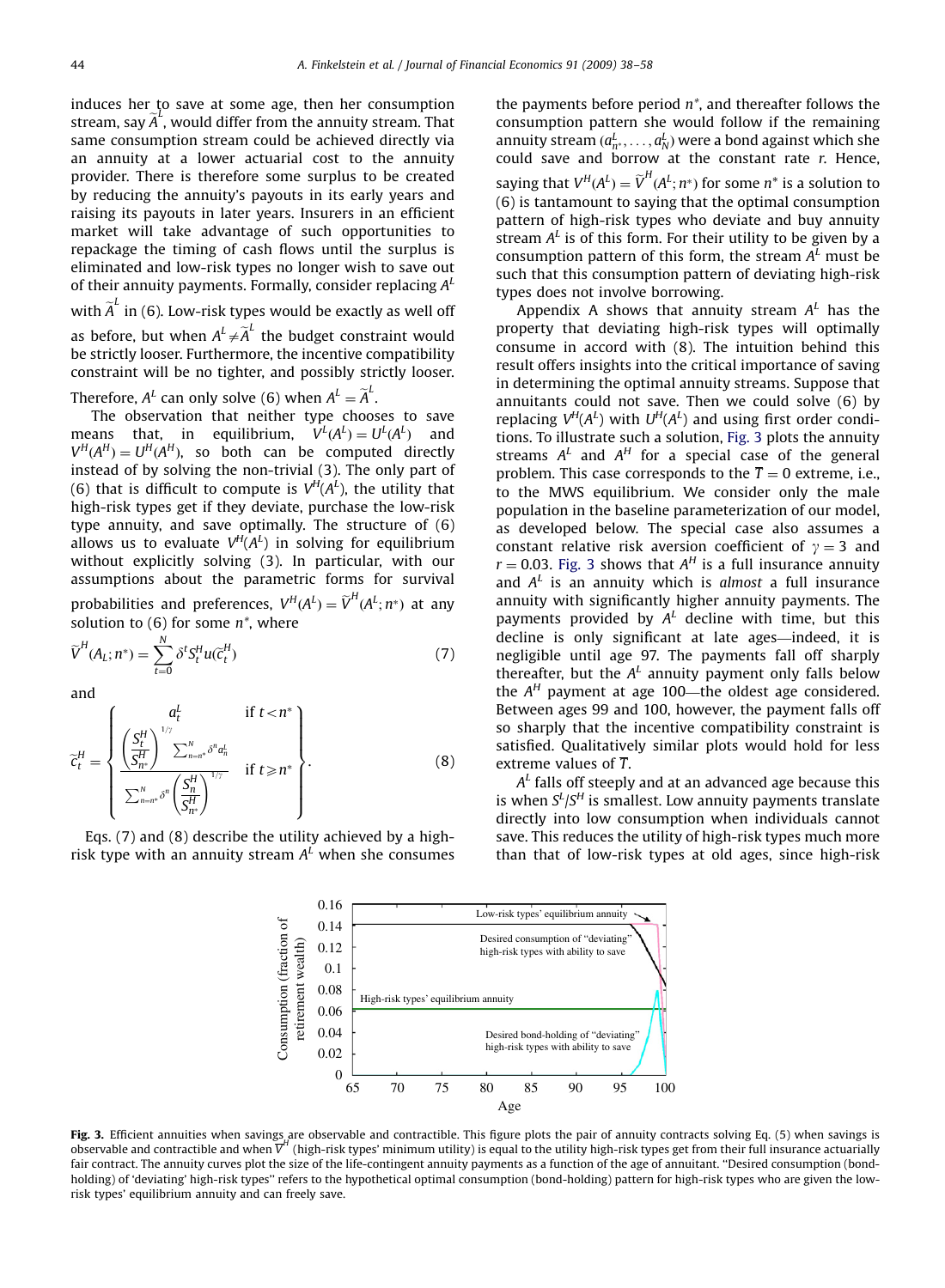induces her to save at some age, then her consumption stream, say $\widetilde{A}^L$, would differ from the annuity stream. That same consumption stream could be achieved directly via an annuity at a lower actuarial cost to the annuity provider. There is therefore some surplus to be created by reducing the annuity's payouts in its early years and raising its payouts in later years. Insurers in an efficient market will take advantage of such opportunities to repackage the timing of cash flows until the surplus is eliminated and low-risk types no longer wish to save out of their annuity payments. Formally, consider replacing $A^L$ with $\widetilde{A}^L$ in (6). Low-risk types would be exactly as well off as before, but when $A^L \neq \widetilde{A}^L$ the budget constraint would be strictly looser. Furthermore, the incentive compatibility constraint will be no tighter, and possibly strictly looser. Therefore, $A^L$ can only solve (6) when $A^L = \widetilde{A}^L$.

The observation that neither type chooses to save means that, in equilibrium, $V^L(A^L) = U^L(A^L)$ and $V^H(A^H) = U^H(A^H)$, so both can be computed directly instead of by solving the non-trivial (3). The only part of (6) that is difficult to compute is $V^H(A^L)$, the utility that high-risk types get if they deviate, purchase the low-risk type annuity, and save optimally. The structure of (6) allows us to evaluate $V^H(A^L)$ in solving for equilibrium without explicitly solving (3). In particular, with our assumptions about the parametric forms for survival probabilities and preferences, $V^H(A^L) = \widetilde{V}^H(A^L; n^*)$ at any solution to (6) for some $n^*$, where

$$\widetilde{V}^H(A_L; n^*) = \sum_{t=0}^{N} \delta^t S_t^H u(\widetilde{c}_t^H) \tag{7}$$

and

$$\widetilde{c}_t^H = \left\{ \begin{array}{ll} a_t^L & \text{if } t < n^* \\ \dfrac{\left(\dfrac{S_t^H}{S_{n^*}^H}\right)^{1/\gamma} \sum_{n=n^*}^{N} \delta^n a_n^L}{\sum_{n=n^*}^{N} \delta^n \left(\dfrac{S_n^H}{S_{n^*}^H}\right)^{1/\gamma}} & \text{if } t \geqslant n^* \end{array} \right\}. \tag{8}$$

Eqs. (7) and (8) describe the utility achieved by a high-risk type with an annuity stream $A^L$ when she consumes the payments before period $n^*$, and thereafter follows the consumption pattern she would follow if the remaining annuity stream $(a_{n^*}^L, \ldots, a_N^L)$ were a bond against which she could save and borrow at the constant rate $r$. Hence, saying that $V^H(A^L) = \widetilde{V}^H(A^L; n^*)$ for some $n^*$ is a solution to (6) is tantamount to saying that the optimal consumption pattern of high-risk types who deviate and buy annuity stream $A^L$ is of this form. For their utility to be given by a consumption pattern of this form, the stream $A^L$ must be such that this consumption pattern of deviating high-risk types does not involve borrowing.

Appendix A shows that annuity stream $A^L$ has the property that deviating high-risk types will optimally consume in accord with (8). The intuition behind this result offers insights into the critical importance of saving in determining the optimal annuity streams. Suppose that annuitants could not save. Then we could solve (6) by replacing $V^H(A^L)$ with $U^H(A^L)$ and using first order conditions. To illustrate such a solution, Fig. 3 plots the annuity streams $A^L$ and $A^H$ for a special case of the general problem. This case corresponds to the $\overline{T} = 0$ extreme, i.e., to the MWS equilibrium. We consider only the male population in the baseline parameterization of our model, as developed below. The special case also assumes a constant relative risk aversion coefficient of $\gamma = 3$ and $r = 0.03$. Fig. 3 shows that $A^H$ is a full insurance annuity and $A^L$ is an annuity which is *almost* a full insurance annuity with significantly higher annuity payments. The payments provided by $A^L$ decline with time, but this decline is only significant at late ages—indeed, it is negligible until age 97. The payments fall off sharply thereafter, but the $A^L$ annuity payment only falls below the $A^H$ payment at age 100—the oldest age considered. Between ages 99 and 100, however, the payment falls off so sharply that the incentive compatibility constraint is satisfied. Qualitatively similar plots would hold for less extreme values of $\overline{T}$.

$A^L$ falls off steeply and at an advanced age because this is when $S^L/S^H$ is smallest. Low annuity payments translate directly into low consumption when individuals cannot save. This reduces the utility of high-risk types much more than that of low-risk types at old ages, since high-risk

**Fig. 3.** Efficient annuities when savings are observable and contractible. This figure plots the pair of annuity contracts solving Eq. (5) when savings is observable and contractible and when $\overline{V}^H$ (high-risk types' minimum utility) is equal to the utility high-risk types get from their full insurance actuarially fair contract. The annuity curves plot the size of the life-contingent annuity payments as a function of the age of annuitant. "Desired consumption (bond-holding) of 'deviating' high-risk types" refers to the hypothetical optimal consumption (bond-holding) pattern for high-risk types who are given the low-risk types' equilibrium annuity and can freely save.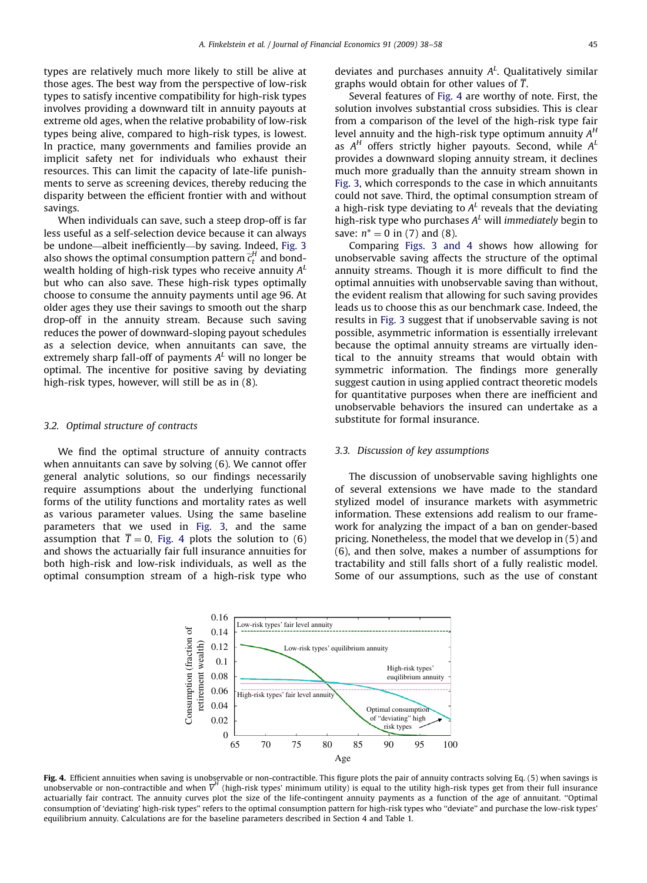types are relatively much more likely to still be alive at those ages. The best way from the perspective of low-risk types to satisfy incentive compatibility for high-risk types involves providing a downward tilt in annuity payouts at extreme old ages, when the relative probability of low-risk types being alive, compared to high-risk types, is lowest. In practice, many governments and families provide an implicit safety net for individuals who exhaust their resources. This can limit the capacity of late-life punishments to serve as screening devices, thereby reducing the disparity between the efficient frontier with and without savings.

When individuals can save, such a steep drop-off is far less useful as a self-selection device because it can always be undone—albeit inefficiently—by saving. Indeed, Fig. 3 also shows the optimal consumption pattern $\tilde{c}_t^H$ and bond-wealth holding of high-risk types who receive annuity $A^L$ but who can also save. These high-risk types optimally choose to consume the annuity payments until age 96. At older ages they use their savings to smooth out the sharp drop-off in the annuity stream. Because such saving reduces the power of downward-sloping payout schedules as a selection device, when annuitants can save, the extremely sharp fall-off of payments $A^L$ will no longer be optimal. The incentive for positive saving by deviating high-risk types, however, will still be as in (8).

### 3.2. Optimal structure of contracts

We find the optimal structure of annuity contracts when annuitants can save by solving (6). We cannot offer general analytic solutions, so our findings necessarily require assumptions about the underlying functional forms of the utility functions and mortality rates as well as various parameter values. Using the same baseline parameters that we used in Fig. 3, and the same assumption that $\overline{T} = 0$, Fig. 4 plots the solution to (6) and shows the actuarially fair full insurance annuities for both high-risk and low-risk individuals, as well as the optimal consumption stream of a high-risk type who deviates and purchases annuity $A^L$. Qualitatively similar graphs would obtain for other values of $\overline{T}$.

Several features of Fig. 4 are worthy of note. First, the solution involves substantial cross subsidies. This is clear from a comparison of the level of the high-risk type fair level annuity and the high-risk type optimum annuity $A^H$ as $A^H$ offers strictly higher payouts. Second, while $A^L$ provides a downward sloping annuity stream, it declines much more gradually than the annuity stream shown in Fig. 3, which corresponds to the case in which annuitants could not save. Third, the optimal consumption stream of a high-risk type deviating to $A^L$ reveals that the deviating high-risk type who purchases $A^L$ will *immediately* begin to save: $n^* = 0$ in (7) and (8).

Comparing Figs. 3 and 4 shows how allowing for unobservable saving affects the structure of the optimal annuity streams. Though it is more difficult to find the optimal annuities with unobservable saving than without, the evident realism that allowing for such saving provides leads us to choose this as our benchmark case. Indeed, the results in Fig. 3 suggest that if unobservable saving is not possible, asymmetric information is essentially irrelevant because the optimal annuity streams are virtually identical to the annuity streams that would obtain with symmetric information. The findings more generally suggest caution in using applied contract theoretic models for quantitative purposes when there are inefficient and unobservable behaviors the insured can undertake as a substitute for formal insurance.

### 3.3. Discussion of key assumptions

The discussion of unobservable saving highlights one of several extensions we have made to the standard stylized model of insurance markets with asymmetric information. These extensions add realism to our framework for analyzing the impact of a ban on gender-based pricing. Nonetheless, the model that we develop in (5) and (6), and then solve, makes a number of assumptions for tractability and still falls short of a fully realistic model. Some of our assumptions, such as the use of constant

**Fig. 4.** Efficient annuities when saving is unobservable or non-contractible. This figure plots the pair of annuity contracts solving Eq. (5) when savings is unobservable or non-contractible and when $\overline{V}^H$ (high-risk types' minimum utility) is equal to the utility high-risk types get from their full insurance actuarially fair contract. The annuity curves plot the size of the life-contingent annuity payments as a function of the age of annuitant. "Optimal consumption of 'deviating' high-risk types" refers to the optimal consumption pattern for high-risk types who "deviate" and purchase the low-risk types' equilibrium annuity. Calculations are for the baseline parameters described in Section 4 and Table 1.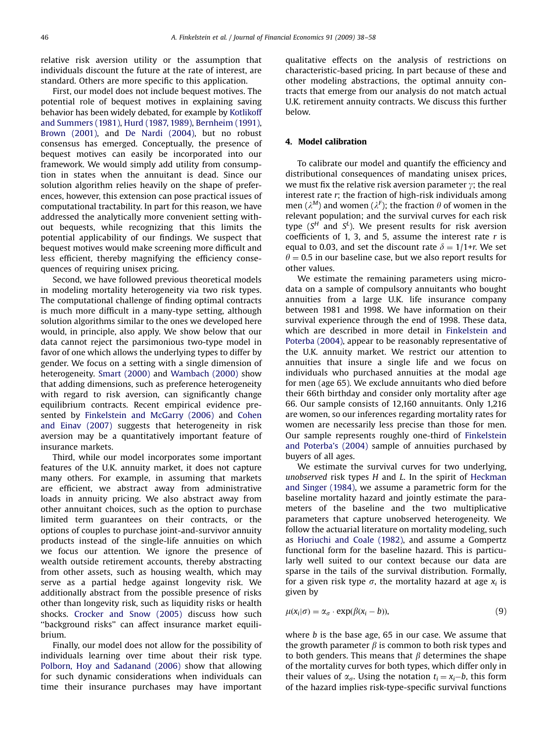relative risk aversion utility or the assumption that individuals discount the future at the rate of interest, are standard. Others are more specific to this application.

First, our model does not include bequest motives. The potential role of bequest motives in explaining saving behavior has been widely debated, for example by Kotlikoff and Summers (1981), Hurd (1987, 1989), Bernheim (1991), Brown (2001), and De Nardi (2004), but no robust consensus has emerged. Conceptually, the presence of bequest motives can easily be incorporated into our framework. We would simply add utility from consumption in states when the annuitant is dead. Since our solution algorithm relies heavily on the shape of preferences, however, this extension can pose practical issues of computational tractability. In part for this reason, we have addressed the analytically more convenient setting without bequests, while recognizing that this limits the potential applicability of our findings. We suspect that bequest motives would make screening more difficult and less efficient, thereby magnifying the efficiency consequences of requiring unisex pricing.

Second, we have followed previous theoretical models in modeling mortality heterogeneity via two risk types. The computational challenge of finding optimal contracts is much more difficult in a many-type setting, although solution algorithms similar to the ones we developed here would, in principle, also apply. We show below that our data cannot reject the parsimonious two-type model in favor of one which allows the underlying types to differ by gender. We focus on a setting with a single dimension of heterogeneity. Smart (2000) and Wambach (2000) show that adding dimensions, such as preference heterogeneity with regard to risk aversion, can significantly change equilibrium contracts. Recent empirical evidence presented by Finkelstein and McGarry (2006) and Cohen and Einav (2007) suggests that heterogeneity in risk aversion may be a quantitatively important feature of insurance markets.

Third, while our model incorporates some important features of the U.K. annuity market, it does not capture many others. For example, in assuming that markets are efficient, we abstract away from administrative loads in annuity pricing. We also abstract away from other annuitant choices, such as the option to purchase limited term guarantees on their contracts, or the options of couples to purchase joint-and-survivor annuity products instead of the single-life annuities on which we focus our attention. We ignore the presence of wealth outside retirement accounts, thereby abstracting from other assets, such as housing wealth, which may serve as a partial hedge against longevity risk. We additionally abstract from the possible presence of risks other than longevity risk, such as liquidity risks or health shocks. Crocker and Snow (2005) discuss how such "background risks" can affect insurance market equilibrium.

Finally, our model does not allow for the possibility of individuals learning over time about their risk type. Polborn, Hoy and Sadanand (2006) show that allowing for such dynamic considerations when individuals can time their insurance purchases may have important qualitative effects on the analysis of restrictions on characteristic-based pricing. In part because of these and other modeling abstractions, the optimal annuity contracts that emerge from our analysis do not match actual U.K. retirement annuity contracts. We discuss this further below.

## 4. Model calibration

To calibrate our model and quantify the efficiency and distributional consequences of mandating unisex prices, we must fix the relative risk aversion parameter $\gamma$; the real interest rate $r$; the fraction of high-risk individuals among men ($\lambda^M$) and women ($\lambda^F$); the fraction $\theta$ of women in the relevant population; and the survival curves for each risk type ($S^H$ and $S^L$). We present results for risk aversion coefficients of 1, 3, and 5, assume the interest rate $r$ is equal to 0.03, and set the discount rate $\delta = 1/1{+}r$. We set $\theta = 0.5$ in our baseline case, but we also report results for other values.

We estimate the remaining parameters using microdata on a sample of compulsory annuitants who bought annuities from a large U.K. life insurance company between 1981 and 1998. We have information on their survival experience through the end of 1998. These data, which are described in more detail in Finkelstein and Poterba (2004), appear to be reasonably representative of the U.K. annuity market. We restrict our attention to annuities that insure a single life and we focus on individuals who purchased annuities at the modal age for men (age 65). We exclude annuitants who died before their 66th birthday and consider only mortality after age 66. Our sample consists of 12,160 annuitants. Only 1,216 are women, so our inferences regarding mortality rates for women are necessarily less precise than those for men. Our sample represents roughly one-third of Finkelstein and Poterba's (2004) sample of annuities purchased by buyers of all ages.

We estimate the survival curves for two underlying, *unobserved* risk types $H$ and $L$. In the spirit of Heckman and Singer (1984), we assume a parametric form for the baseline mortality hazard and jointly estimate the parameters of the baseline and the two multiplicative parameters that capture unobserved heterogeneity. We follow the actuarial literature on mortality modeling, such as Horiuchi and Coale (1982), and assume a Gompertz functional form for the baseline hazard. This is particularly well suited to our context because our data are sparse in the tails of the survival distribution. Formally, for a given risk type $\sigma$, the mortality hazard at age $x_i$ is given by

$$\mu(x_i|\sigma) = \alpha_\sigma \cdot \exp(\beta(x_i - b)), \tag{9}$$

where $b$ is the base age, 65 in our case. We assume that the growth parameter $\beta$ is common to both risk types and to both genders. This means that $\beta$ determines the shape of the mortality curves for both types, which differ only in their values of $\alpha_\sigma$. Using the notation $t_i = x_i - b$, this form of the hazard implies risk-type-specific survival functions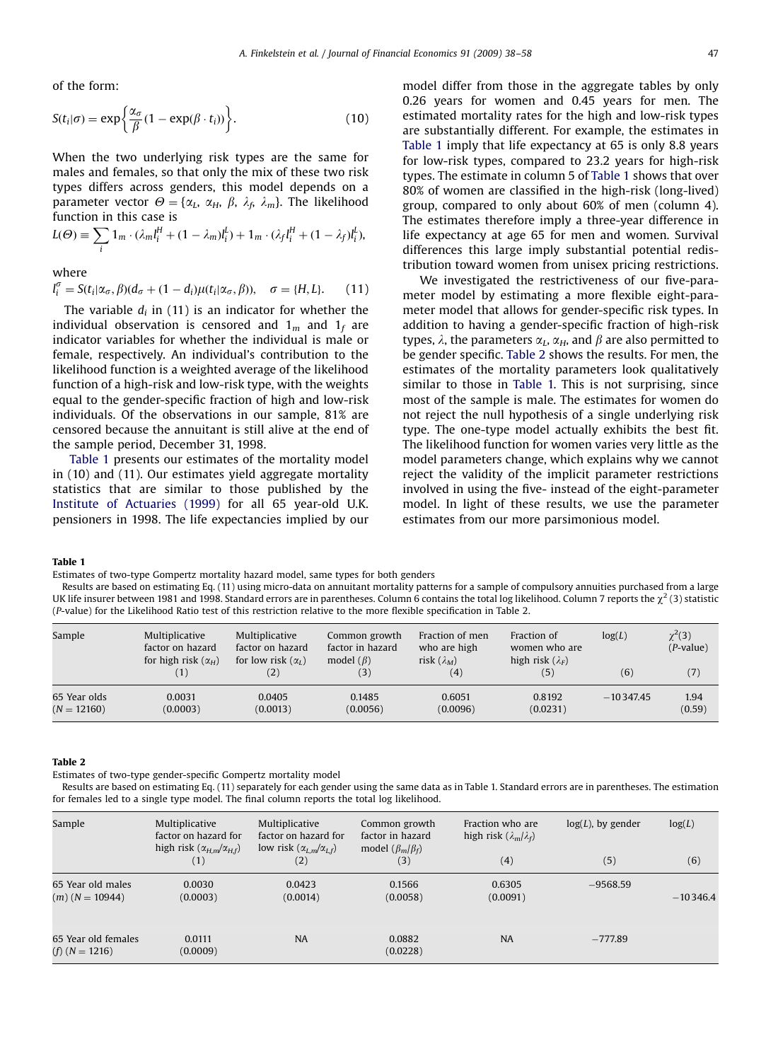of the form:

$$S(t_i|\sigma) = \exp\left\{\frac{\alpha_\sigma}{\beta}(1 - \exp(\beta \cdot t_i))\right\}. \tag{10}$$

When the two underlying risk types are the same for males and females, so that only the mix of these two risk types differs across genders, this model depends on a parameter vector $\Theta = \{\alpha_L, \alpha_H, \beta, \lambda_f, \lambda_m\}$. The likelihood function in this case is

$$L(\Theta) \equiv \sum_i 1_m \cdot (\lambda_m l_i^H + (1 - \lambda_m) l_i^L) + 1_m \cdot (\lambda_f l_i^H + (1 - \lambda_f) l_i^L),$$

where

$$l_i^\sigma = S(t_i|\alpha_\sigma, \beta)(d_\sigma + (1 - d_i)\mu(t_i|\alpha_\sigma, \beta)), \quad \sigma = \{H, L\}. \tag{11}$$

The variable $d_i$ in (11) is an indicator for whether the individual observation is censored and $1_m$ and $1_f$ are indicator variables for whether the individual is male or female, respectively. An individual's contribution to the likelihood function is a weighted average of the likelihood function of a high-risk and low-risk type, with the weights equal to the gender-specific fraction of high and low-risk individuals. Of the observations in our sample, 81% are censored because the annuitant is still alive at the end of the sample period, December 31, 1998.

Table 1 presents our estimates of the mortality model in (10) and (11). Our estimates yield aggregate mortality statistics that are similar to those published by the Institute of Actuaries (1999) for all 65 year-old U.K. pensioners in 1998. The life expectancies implied by our model differ from those in the aggregate tables by only 0.26 years for women and 0.45 years for men. The estimated mortality rates for the high and low-risk types are substantially different. For example, the estimates in Table 1 imply that life expectancy at 65 is only 8.8 years for low-risk types, compared to 23.2 years for high-risk types. The estimate in column 5 of Table 1 shows that over 80% of women are classified in the high-risk (long-lived) group, compared to only about 60% of men (column 4). The estimates therefore imply a three-year difference in life expectancy at age 65 for men and women. Survival differences this large imply substantial potential redistribution toward women from unisex pricing restrictions.

We investigated the restrictiveness of our five-parameter model by estimating a more flexible eight-parameter model that allows for gender-specific risk types. In addition to having a gender-specific fraction of high-risk types, $\lambda$, the parameters $\alpha_L$, $\alpha_H$, and $\beta$ are also permitted to be gender specific. Table 2 shows the results. For men, the estimates of the mortality parameters look qualitatively similar to those in Table 1. This is not surprising, since most of the sample is male. The estimates for women do not reject the null hypothesis of a single underlying risk type. The one-type model actually exhibits the best fit. The likelihood function for women varies very little as the model parameters change, which explains why we cannot reject the validity of the implicit parameter restrictions involved in using the five- instead of the eight-parameter model. In light of these results, we use the parameter estimates from our more parsimonious model.

**Table 1**

Estimates of two-type Gompertz mortality hazard model, same types for both genders

Results are based on estimating Eq. (11) using micro-data on annuitant mortality patterns for a sample of compulsory annuities purchased from a large UK life insurer between 1981 and 1998. Standard errors are in parentheses. Column 6 contains the total log likelihood. Column 7 reports the $\chi^2(3)$ statistic (P-value) for the Likelihood Ratio test of this restriction relative to the more flexible specification in Table 2.

| Sample | Multiplicative factor on hazard for high risk ($\alpha_H$) (1) | Multiplicative factor on hazard for low risk ($\alpha_L$) (2) | Common growth factor in hazard model ($\beta$) (3) | Fraction of men who are high risk ($\lambda_M$) (4) | Fraction of women who are high risk ($\lambda_F$) (5) | log(L) (6) | $\chi^2(3)$ (P-value) (7) |
|---|---|---|---|---|---|---|---|
| 65 Year olds ($N = 12160$) | 0.0031 (0.0003) | 0.0405 (0.0013) | 0.1485 (0.0056) | 0.6051 (0.0096) | 0.8192 (0.0231) | −10 347.45 | 1.94 (0.59) |

**Table 2**

Estimates of two-type gender-specific Gompertz mortality model

Results are based on estimating Eq. (11) separately for each gender using the same data as in Table 1. Standard errors are in parentheses. The estimation for females led to a single type model. The final column reports the total log likelihood.

| Sample | Multiplicative factor on hazard for high risk ($\alpha_{H,m}/\alpha_{H,f}$) (1) | Multiplicative factor on hazard for low risk ($\alpha_{L,m}/\alpha_{L,f}$) (2) | Common growth factor in hazard model ($\beta_m/\beta_f$) (3) | Fraction who are high risk ($\lambda_m/\lambda_f$) (4) | log(L), by gender (5) | log(L) (6) |
|---|---|---|---|---|---|---|
| 65 Year old males (m) ($N = 10944$) | 0.0030 (0.0003) | 0.0423 (0.0014) | 0.1566 (0.0058) | 0.6305 (0.0091) | −9568.59 | −10 346.4 |
| 65 Year old females (f) ($N = 1216$) | 0.0111 (0.0009) | NA | 0.0882 (0.0228) | NA | −777.89 | |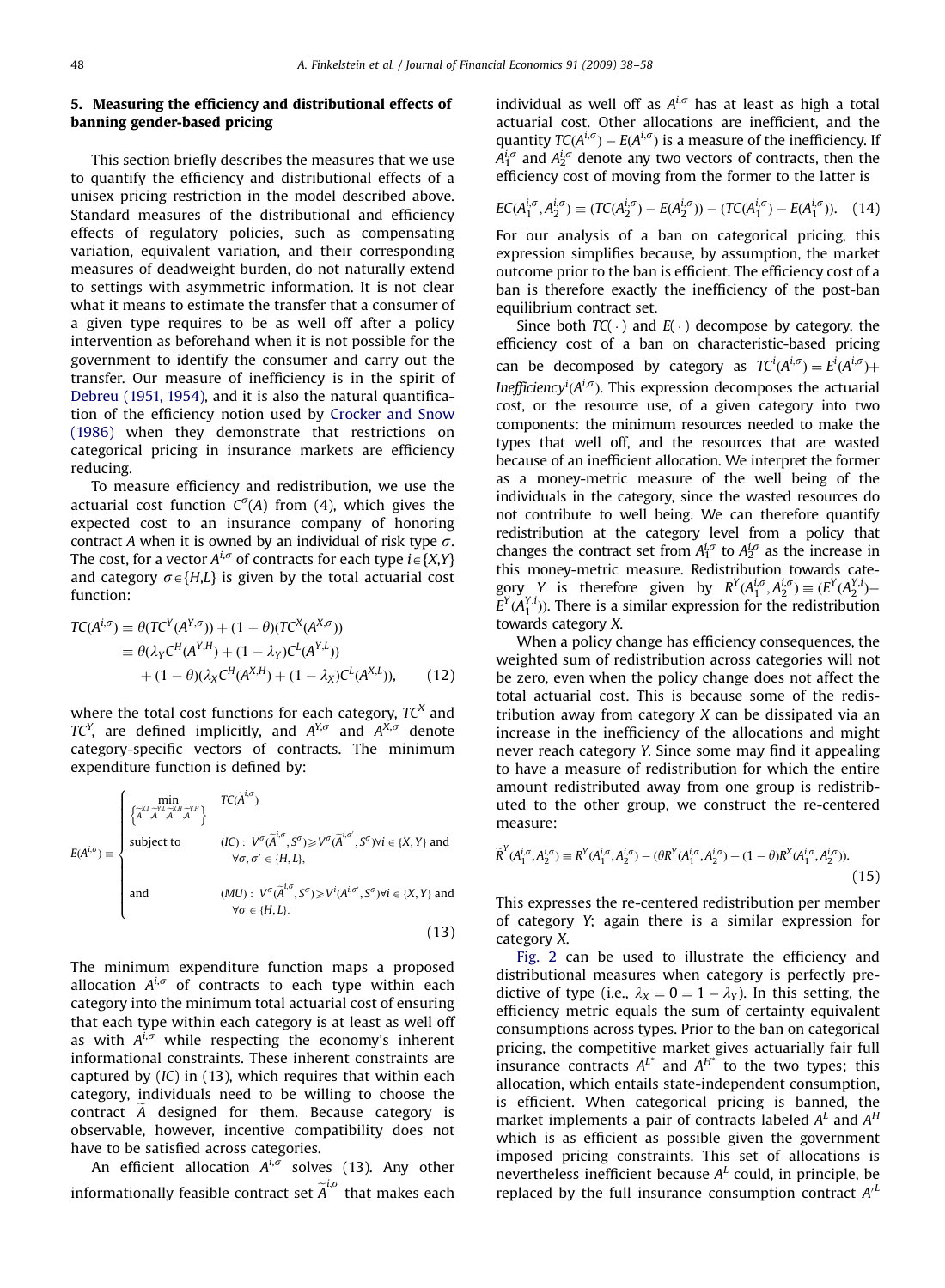## 5. Measuring the efficiency and distributional effects of banning gender-based pricing

This section briefly describes the measures that we use to quantify the efficiency and distributional effects of a unisex pricing restriction in the model described above. Standard measures of the distributional and efficiency effects of regulatory policies, such as compensating variation, equivalent variation, and their corresponding measures of deadweight burden, do not naturally extend to settings with asymmetric information. It is not clear what it means to estimate the transfer that a consumer of a given type requires to be as well off after a policy intervention as beforehand when it is not possible for the government to identify the consumer and carry out the transfer. Our measure of inefficiency is in the spirit of Debreu (1951, 1954), and it is also the natural quantification of the efficiency notion used by Crocker and Snow (1986) when they demonstrate that restrictions on categorical pricing in insurance markets are efficiency reducing.

To measure efficiency and redistribution, we use the actuarial cost function $C^{\sigma}(A)$ from (4), which gives the expected cost to an insurance company of honoring contract $A$ when it is owned by an individual of risk type $\sigma$. The cost, for a vector $A^{i,\sigma}$ of contracts for each type $i \in \{X,Y\}$ and category $\sigma \in \{H,L\}$ is given by the total actuarial cost function:

$$
\begin{aligned}
TC(A^{i,\sigma}) &\equiv \theta(TC^{Y}(A^{Y,\sigma})) + (1-\theta)(TC^{X}(A^{X,\sigma})) \\
&\equiv \theta(\lambda_Y C^{H}(A^{Y,H}) + (1-\lambda_Y)C^{L}(A^{Y,L})) \\
&\quad + (1-\theta)(\lambda_X C^{H}(A^{X,H}) + (1-\lambda_X)C^{L}(A^{X,L})), \qquad (12)
\end{aligned}
$$

where the total cost functions for each category, $TC^{X}$ and $TC^{Y}$, are defined implicitly, and $A^{Y,\sigma}$ and $A^{X,\sigma}$ denote category-specific vectors of contracts. The minimum expenditure function is defined by:

$$
E(A^{i,\sigma}) \equiv \begin{cases} \min\limits_{\left\{\tilde{A}^{X,L}, \tilde{A}^{Y,L}, \tilde{A}^{X,H}, \tilde{A}^{Y,H}\right\}} & TC(\tilde{A}^{i,\sigma}) \\ \text{subject to} & (IC):\ V^{\sigma}(\tilde{A}^{i,\sigma}, S^{\sigma}) \geqslant V^{\sigma}(\tilde{A}^{i,\sigma'}, S^{\sigma})\ \forall i \in \{X,Y\} \text{ and } \forall \sigma, \sigma' \in \{H,L\}, \\ \text{and} & (MU):\ V^{\sigma}(\tilde{A}^{i,\sigma}, S^{\sigma}) \geqslant V^{i}(A^{i,\sigma'}, S^{\sigma})\ \forall i \in \{X,Y\} \text{ and } \forall \sigma \in \{H,L\}. \end{cases} \qquad (13)
$$

The minimum expenditure function maps a proposed allocation $A^{i,\sigma}$ of contracts to each type within each category into the minimum total actuarial cost of ensuring that each type within each category is at least as well off as with $A^{i,\sigma}$ while respecting the economy's inherent informational constraints. These inherent constraints are captured by $(IC)$ in (13), which requires that within each category, individuals need to be willing to choose the contract $\tilde{A}$ designed for them. Because category is observable, however, incentive compatibility does not have to be satisfied across categories.

An efficient allocation $A^{i,\sigma}$ solves (13). Any other informationally feasible contract set $\tilde{A}^{i,\sigma}$ that makes each individual as well off as $A^{i,\sigma}$ has at least as high a total actuarial cost. Other allocations are inefficient, and the quantity $TC(A^{i,\sigma}) - E(A^{i,\sigma})$ is a measure of the inefficiency. If $A_1^{i,\sigma}$ and $A_2^{i,\sigma}$ denote any two vectors of contracts, then the efficiency cost of moving from the former to the latter is

$$
EC(A_1^{i,\sigma}, A_2^{i,\sigma}) \equiv (TC(A_2^{i,\sigma}) - E(A_2^{i,\sigma})) - (TC(A_1^{i,\sigma}) - E(A_1^{i,\sigma})). \qquad (14)
$$

For our analysis of a ban on categorical pricing, this expression simplifies because, by assumption, the market outcome prior to the ban is efficient. The efficiency cost of a ban is therefore exactly the inefficiency of the post-ban equilibrium contract set.

Since both $TC(\cdot)$ and $E(\cdot)$ decompose by category, the efficiency cost of a ban on characteristic-based pricing can be decomposed by category as $TC^{i}(A^{i,\sigma}) = E^{i}(A^{i,\sigma}) + \mathit{Inefficiency}^{i}(A^{i,\sigma})$. This expression decomposes the actuarial cost, or the resource use, of a given category into two components: the minimum resources needed to make the types that well off, and the resources that are wasted because of an inefficient allocation. We interpret the former as a money-metric measure of the well being of the individuals in the category, since the wasted resources do not contribute to well being. We can therefore quantify redistribution at the category level from a policy that changes the contract set from $A_1^{i,\sigma}$ to $A_2^{i,\sigma}$ as the increase in this money-metric measure. Redistribution towards category $Y$ is therefore given by $R^{Y}(A_1^{i,\sigma}, A_2^{i,\sigma}) \equiv (E^{Y}(A_2^{Y,\sigma}) - E^{Y}(A_1^{Y,i}))$. There is a similar expression for the redistribution towards category $X$.

When a policy change has efficiency consequences, the weighted sum of redistribution across categories will not be zero, even when the policy change does not affect the total actuarial cost. This is because some of the redistribution away from category $X$ can be dissipated via an increase in the inefficiency of the allocations and might never reach category $Y$. Since some may find it appealing to have a measure of redistribution for which the entire amount redistributed away from one group is redistributed to the other group, we construct the re-centered measure:

$$
\tilde{R}^{Y}(A_1^{i,\sigma}, A_2^{i,\sigma}) \equiv R^{Y}(A_1^{i,\sigma}, A_2^{i,\sigma}) - (\theta R^{Y}(A_1^{i,\sigma}, A_2^{i,\sigma}) + (1-\theta)R^{X}(A_1^{i,\sigma}, A_2^{i,\sigma})). \qquad (15)
$$

This expresses the re-centered redistribution per member of category $Y$; again there is a similar expression for category $X$.

Fig. 2 can be used to illustrate the efficiency and distributional measures when category is perfectly predictive of type (i.e., $\lambda_X = 0 = 1 - \lambda_Y$). In this setting, the efficiency metric equals the sum of certainty equivalent consumptions across types. Prior to the ban on categorical pricing, the competitive market gives actuarially fair full insurance contracts $A^{L^*}$ and $A^{H^*}$ to the two types; this allocation, which entails state-independent consumption, is efficient. When categorical pricing is banned, the market implements a pair of contracts labeled $A^{L}$ and $A^{H}$ which is as efficient as possible given the government imposed pricing constraints. This set of allocations is nevertheless inefficient because $A^{L}$ could, in principle, be replaced by the full insurance consumption contract $A'^{L}$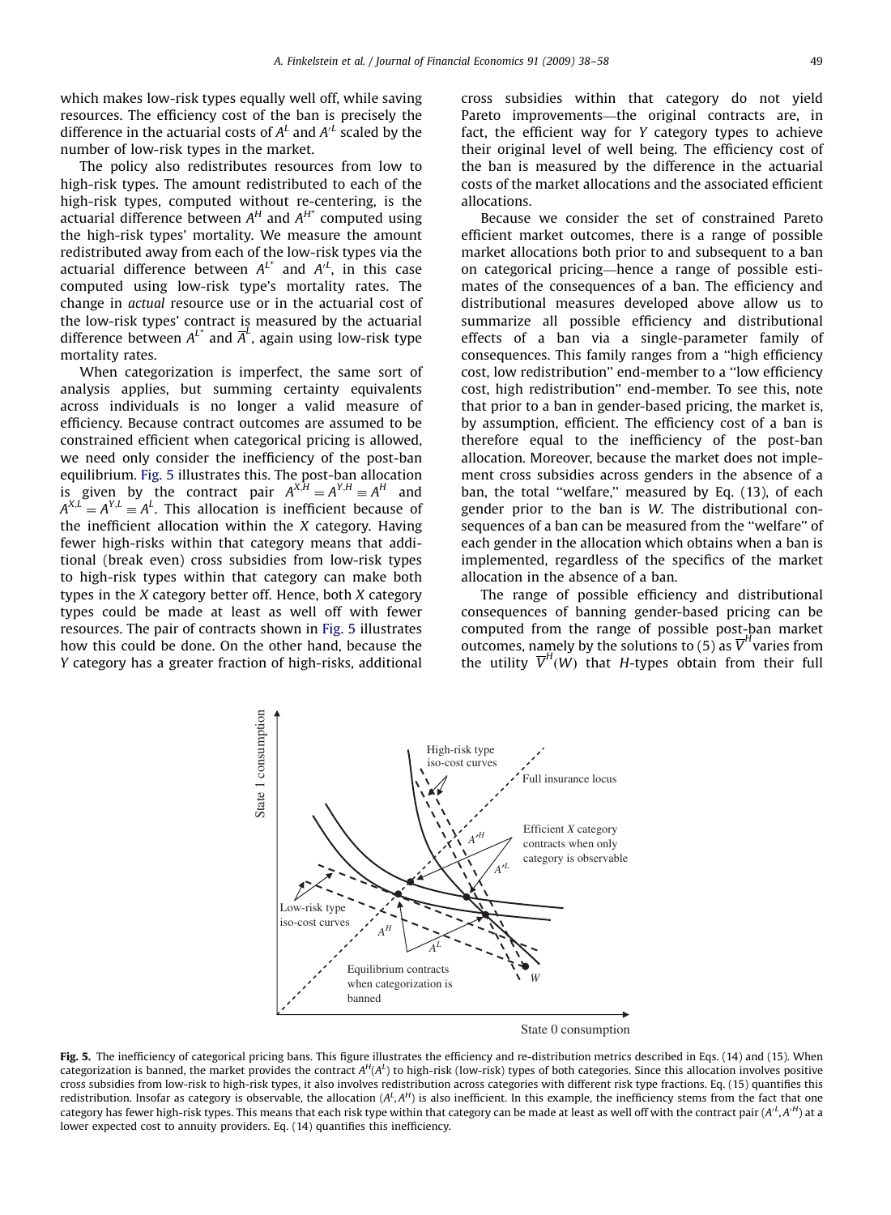which makes low-risk types equally well off, while saving resources. The efficiency cost of the ban is precisely the difference in the actuarial costs of $A^L$ and $A'^L$ scaled by the number of low-risk types in the market.

The policy also redistributes resources from low to high-risk types. The amount redistributed to each of the high-risk types, computed without re-centering, is the actuarial difference between $A^H$ and $A^{H^*}$ computed using the high-risk types' mortality. We measure the amount redistributed away from each of the low-risk types via the actuarial difference between $A^{L^*}$ and $A'^L$, in this case computed using low-risk type's mortality rates. The change in *actual* resource use or in the actuarial cost of the low-risk types' contract is measured by the actuarial difference between $A^{L^*}$ and $\overline{A}^L$, again using low-risk type mortality rates.

When categorization is imperfect, the same sort of analysis applies, but summing certainty equivalents across individuals is no longer a valid measure of efficiency. Because contract outcomes are assumed to be constrained efficient when categorical pricing is allowed, we need only consider the inefficiency of the post-ban equilibrium. Fig. 5 illustrates this. The post-ban allocation is given by the contract pair $A^{X,H} = A^{Y,H} \equiv A^H$ and $A^{X,L} = A^{Y,L} \equiv A^L$. This allocation is inefficient because of the inefficient allocation within the X category. Having fewer high-risks within that category means that additional (break even) cross subsidies from low-risk types to high-risk types within that category can make both types in the X category better off. Hence, both X category types could be made at least as well off with fewer resources. The pair of contracts shown in Fig. 5 illustrates how this could be done. On the other hand, because the Y category has a greater fraction of high-risks, additional cross subsidies within that category do not yield Pareto improvements—the original contracts are, in fact, the efficient way for Y category types to achieve their original level of well being. The efficiency cost of the ban is measured by the difference in the actuarial costs of the market allocations and the associated efficient allocations.

Because we consider the set of constrained Pareto efficient market outcomes, there is a range of possible market allocations both prior to and subsequent to a ban on categorical pricing—hence a range of possible estimates of the consequences of a ban. The efficiency and distributional measures developed above allow us to summarize all possible efficiency and distributional effects of a ban via a single-parameter family of consequences. This family ranges from a "high efficiency cost, low redistribution" end-member to a "low efficiency cost, high redistribution" end-member. To see this, note that prior to a ban in gender-based pricing, the market is, by assumption, efficient. The efficiency cost of a ban is therefore equal to the inefficiency of the post-ban allocation. Moreover, because the market does not implement cross subsidies across genders in the absence of a ban, the total "welfare," measured by Eq. (13), of each gender prior to the ban is W. The distributional consequences of a ban can be measured from the "welfare" of each gender in the allocation which obtains when a ban is implemented, regardless of the specifics of the market allocation in the absence of a ban.

The range of possible efficiency and distributional consequences of banning gender-based pricing can be computed from the range of possible post-ban market outcomes, namely by the solutions to (5) as $\overline{V}^H$ varies from the utility $\overline{V}^H(W)$ that H-types obtain from their full

State 1 consumption
State 0 consumption
High-risk type iso-cost curves
Full insurance locus
Efficient X category contracts when only category is observable
$A'^H$
$A'^L$
Low-risk type iso-cost curves
$A^H$
$A^L$
Equilibrium contracts when categorization is banned
W

**Fig. 5.** The inefficiency of categorical pricing bans. This figure illustrates the efficiency and re-distribution metrics described in Eqs. (14) and (15). When categorization is banned, the market provides the contract $A^H(A^L)$ to high-risk (low-risk) types of both categories. Since this allocation involves positive cross subsidies from low-risk to high-risk types, it also involves redistribution across categories with different risk type fractions. Eq. (15) quantifies this redistribution. Insofar as category is observable, the allocation $(A^L, A^H)$ is also inefficient. In this example, the inefficiency stems from the fact that one category has fewer high-risk types. This means that each risk type within that category can be made at least as well off with the contract pair $(A'^L, A'^H)$ at a lower expected cost to annuity providers. Eq. (14) quantifies this inefficiency.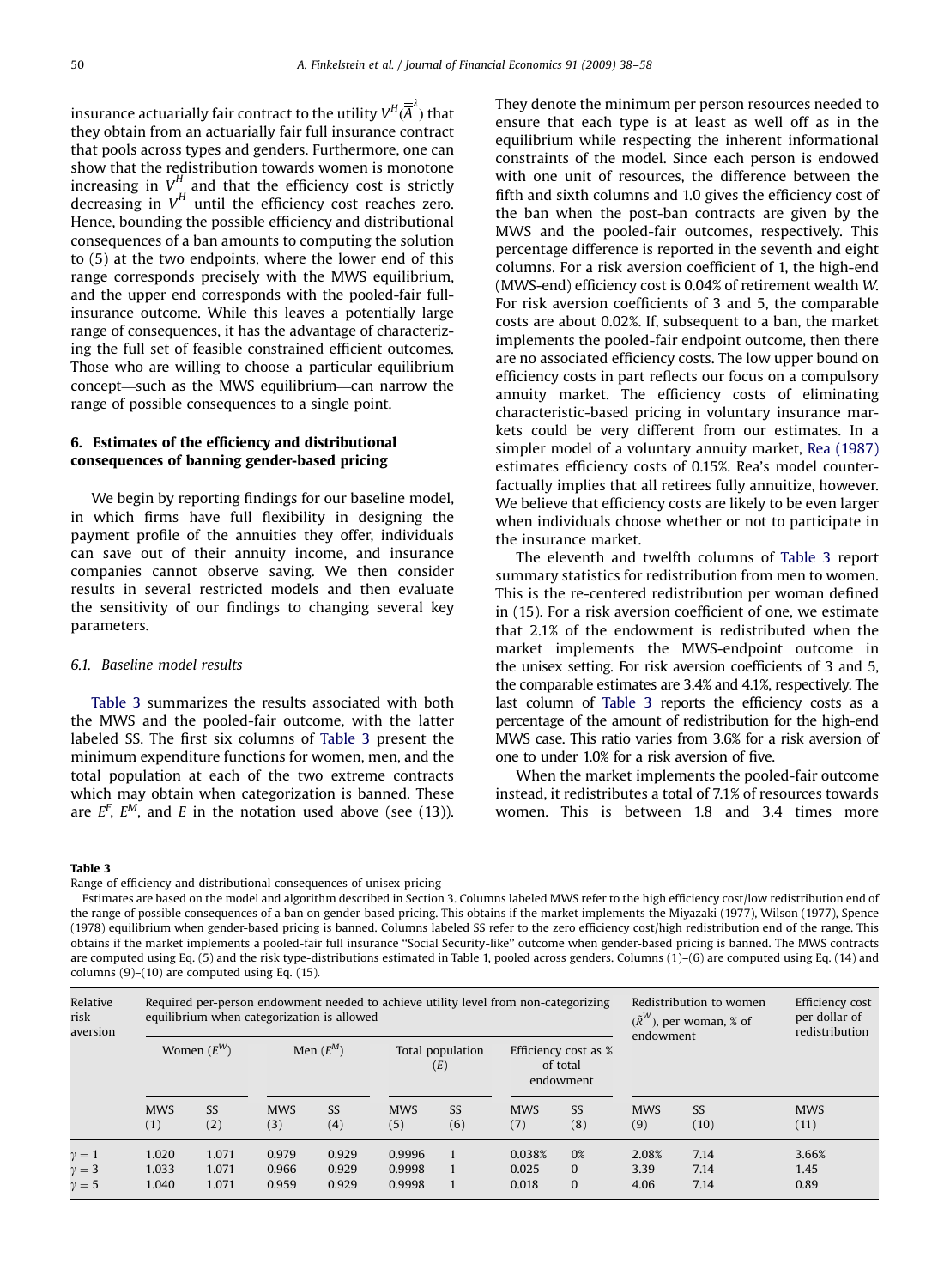insurance actuarially fair contract to the utility $V^H(\overline{\overline{A}}^{\lambda})$ that they obtain from an actuarially fair full insurance contract that pools across types and genders. Furthermore, one can show that the redistribution towards women is monotone increasing in $\overline{V}^H$ and that the efficiency cost is strictly decreasing in $\overline{V}^H$ until the efficiency cost reaches zero. Hence, bounding the possible efficiency and distributional consequences of a ban amounts to computing the solution to (5) at the two endpoints, where the lower end of this range corresponds precisely with the MWS equilibrium, and the upper end corresponds with the pooled-fair full-insurance outcome. While this leaves a potentially large range of consequences, it has the advantage of characterizing the full set of feasible constrained efficient outcomes. Those who are willing to choose a particular equilibrium concept—such as the MWS equilibrium—can narrow the range of possible consequences to a single point.

## 6. Estimates of the efficiency and distributional consequences of banning gender-based pricing

We begin by reporting findings for our baseline model, in which firms have full flexibility in designing the payment profile of the annuities they offer, individuals can save out of their annuity income, and insurance companies cannot observe saving. We then consider results in several restricted models and then evaluate the sensitivity of our findings to changing several key parameters.

### 6.1. Baseline model results

Table 3 summarizes the results associated with both the MWS and the pooled-fair outcome, with the latter labeled SS. The first six columns of Table 3 present the minimum expenditure functions for women, men, and the total population at each of the two extreme contracts which may obtain when categorization is banned. These are $E^F$, $E^M$, and $E$ in the notation used above (see (13)). They denote the minimum per person resources needed to ensure that each type is at least as well off as in the equilibrium while respecting the inherent informational constraints of the model. Since each person is endowed with one unit of resources, the difference between the fifth and sixth columns and 1.0 gives the efficiency cost of the ban when the post-ban contracts are given by the MWS and the pooled-fair outcomes, respectively. This percentage difference is reported in the seventh and eight columns. For a risk aversion coefficient of 1, the high-end (MWS-end) efficiency cost is 0.04% of retirement wealth $W$. For risk aversion coefficients of 3 and 5, the comparable costs are about 0.02%. If, subsequent to a ban, the market implements the pooled-fair endpoint outcome, then there are no associated efficiency costs. The low upper bound on efficiency costs in part reflects our focus on a compulsory annuity market. The efficiency costs of eliminating characteristic-based pricing in voluntary insurance markets could be very different from our estimates. In a simpler model of a voluntary annuity market, Rea (1987) estimates efficiency costs of 0.15%. Rea's model counterfactually implies that all retirees fully annuitize, however. We believe that efficiency costs are likely to be even larger when individuals choose whether or not to participate in the insurance market.

The eleventh and twelfth columns of Table 3 report summary statistics for redistribution from men to women. This is the re-centered redistribution per woman defined in (15). For a risk aversion coefficient of one, we estimate that 2.1% of the endowment is redistributed when the market implements the MWS-endpoint outcome in the unisex setting. For risk aversion coefficients of 3 and 5, the comparable estimates are 3.4% and 4.1%, respectively. The last column of Table 3 reports the efficiency costs as a percentage of the amount of redistribution for the high-end MWS case. This ratio varies from 3.6% for a risk aversion of one to under 1.0% for a risk aversion of five.

When the market implements the pooled-fair outcome instead, it redistributes a total of 7.1% of resources towards women. This is between 1.8 and 3.4 times more

**Table 3**

Range of efficiency and distributional consequences of unisex pricing

Estimates are based on the model and algorithm described in Section 3. Columns labeled MWS refer to the high efficiency cost/low redistribution end of the range of possible consequences of a ban on gender-based pricing. This obtains if the market implements the Miyazaki (1977), Wilson (1977), Spence (1978) equilibrium when gender-based pricing is banned. Columns labeled SS refer to the zero efficiency cost/high redistribution end of the range. This obtains if the market implements a pooled-fair full insurance "Social Security-like" outcome when gender-based pricing is banned. The MWS contracts are computed using Eq. (5) and the risk type-distributions estimated in Table 1, pooled across genders. Columns (1)–(6) are computed using Eq. (14) and columns (9)–(10) are computed using Eq. (15).

| Relative risk aversion | Required per-person endowment needed to achieve utility level from non-categorizing equilibrium when categorization is allowed | | | | | | | | Redistribution to women ($\hat{R}^W$), per woman, % of endowment | | Efficiency cost per dollar of redistribution |
|---|---|---|---|---|---|---|---|---|---|---|---|
| | Women ($E^W$) | | Men ($E^M$) | | Total population ($E$) | | Efficiency cost as % of total endowment | | | | |
| | MWS (1) | SS (2) | MWS (3) | SS (4) | MWS (5) | SS (6) | MWS (7) | SS (8) | MWS (9) | SS (10) | MWS (11) |
| $\gamma=1$ | 1.020 | 1.071 | 0.979 | 0.929 | 0.9996 | 1 | 0.038% | 0% | 2.08% | 7.14 | 3.66% |
| $\gamma=3$ | 1.033 | 1.071 | 0.966 | 0.929 | 0.9998 | 1 | 0.025 | 0 | 3.39 | 7.14 | 1.45 |
| $\gamma=5$ | 1.040 | 1.071 | 0.959 | 0.929 | 0.9998 | 1 | 0.018 | 0 | 4.06 | 7.14 | 0.89 |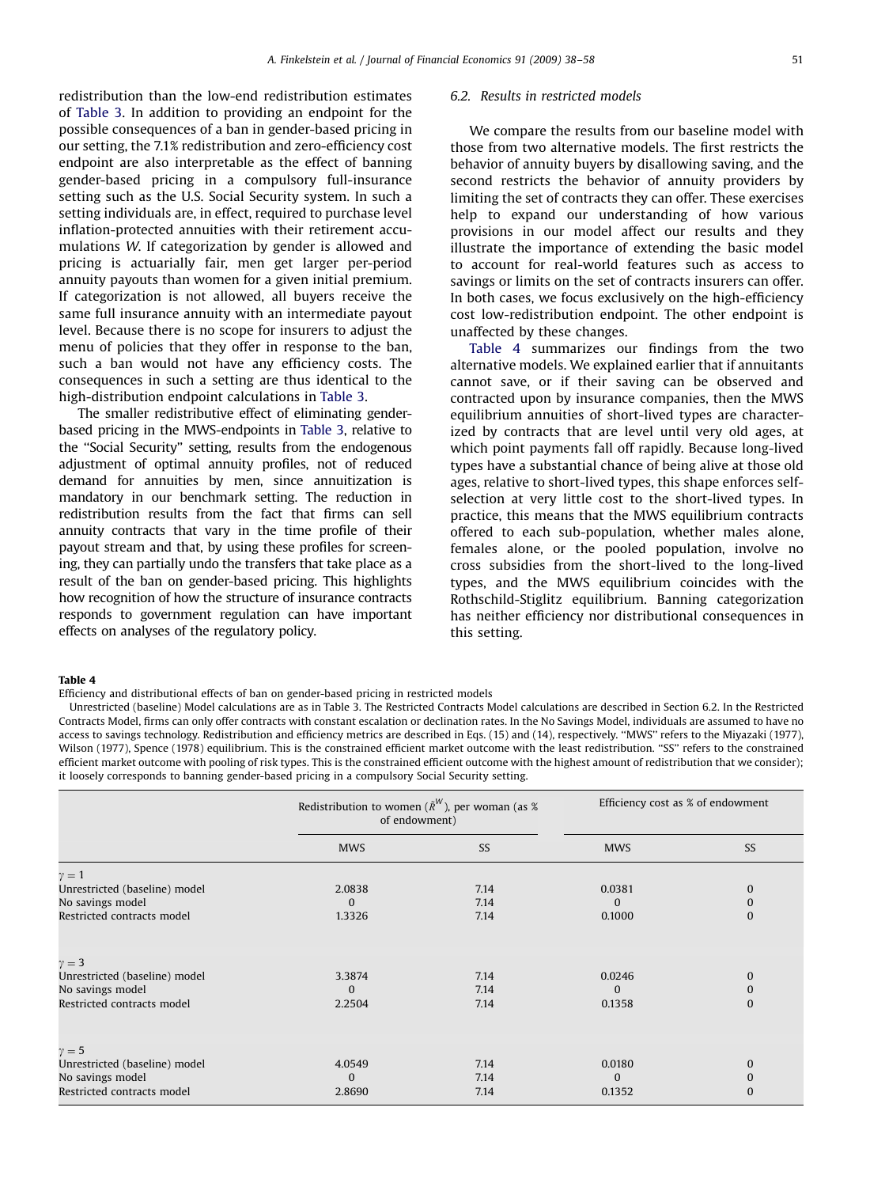redistribution than the low-end redistribution estimates of Table 3. In addition to providing an endpoint for the possible consequences of a ban in gender-based pricing in our setting, the 7.1% redistribution and zero-efficiency cost endpoint are also interpretable as the effect of banning gender-based pricing in a compulsory full-insurance setting such as the U.S. Social Security system. In such a setting individuals are, in effect, required to purchase level inflation-protected annuities with their retirement accumulations $W$. If categorization by gender is allowed and pricing is actuarially fair, men get larger per-period annuity payouts than women for a given initial premium. If categorization is not allowed, all buyers receive the same full insurance annuity with an intermediate payout level. Because there is no scope for insurers to adjust the menu of policies that they offer in response to the ban, such a ban would not have any efficiency costs. The consequences in such a setting are thus identical to the high-distribution endpoint calculations in Table 3.

The smaller redistributive effect of eliminating gender-based pricing in the MWS-endpoints in Table 3, relative to the ''Social Security'' setting, results from the endogenous adjustment of optimal annuity profiles, not of reduced demand for annuities by men, since annuitization is mandatory in our benchmark setting. The reduction in redistribution results from the fact that firms can sell annuity contracts that vary in the time profile of their payout stream and that, by using these profiles for screening, they can partially undo the transfers that take place as a result of the ban on gender-based pricing. This highlights how recognition of how the structure of insurance contracts responds to government regulation can have important effects on analyses of the regulatory policy.

### 6.2. Results in restricted models

We compare the results from our baseline model with those from two alternative models. The first restricts the behavior of annuity buyers by disallowing saving, and the second restricts the behavior of annuity providers by limiting the set of contracts they can offer. These exercises help to expand our understanding of how various provisions in our model affect our results and they illustrate the importance of extending the basic model to account for real-world features such as access to savings or limits on the set of contracts insurers can offer. In both cases, we focus exclusively on the high-efficiency cost low-redistribution endpoint. The other endpoint is unaffected by these changes.

Table 4 summarizes our findings from the two alternative models. We explained earlier that if annuitants cannot save, or if their saving can be observed and contracted upon by insurance companies, then the MWS equilibrium annuities of short-lived types are characterized by contracts that are level until very old ages, at which point payments fall off rapidly. Because long-lived types have a substantial chance of being alive at those old ages, relative to short-lived types, this shape enforces self-selection at very little cost to the short-lived types. In practice, this means that the MWS equilibrium contracts offered to each sub-population, whether males alone, females alone, or the pooled population, involve no cross subsidies from the short-lived to the long-lived types, and the MWS equilibrium coincides with the Rothschild-Stiglitz equilibrium. Banning categorization has neither efficiency nor distributional consequences in this setting.

**Table 4**

Efficiency and distributional effects of ban on gender-based pricing in restricted models

Unrestricted (baseline) Model calculations are as in Table 3. The Restricted Contracts Model calculations are described in Section 6.2. In the Restricted Contracts Model, firms can only offer contracts with constant escalation or declination rates. In the No Savings Model, individuals are assumed to have no access to savings technology. Redistribution and efficiency metrics are described in Eqs. (15) and (14), respectively. ''MWS'' refers to the Miyazaki (1977), Wilson (1977), Spence (1978) equilibrium. This is the constrained efficient market outcome with the least redistribution. ''SS'' refers to the constrained efficient market outcome with pooling of risk types. This is the constrained efficient outcome with the highest amount of redistribution that we consider); it loosely corresponds to banning gender-based pricing in a compulsory Social Security setting.

| | Redistribution to women ($\hat{R}^W$), per woman (as % of endowment) | | Efficiency cost as % of endowment | |
|---|---|---|---|---|
| | MWS | SS | MWS | SS |
| $\gamma = 1$ | | | | |
| Unrestricted (baseline) model | 2.0838 | 7.14 | 0.0381 | 0 |
| No savings model | 0 | 7.14 | 0 | 0 |
| Restricted contracts model | 1.3326 | 7.14 | 0.1000 | 0 |
| $\gamma = 3$ | | | | |
| Unrestricted (baseline) model | 3.3874 | 7.14 | 0.0246 | 0 |
| No savings model | 0 | 7.14 | 0 | 0 |
| Restricted contracts model | 2.2504 | 7.14 | 0.1358 | 0 |
| $\gamma = 5$ | | | | |
| Unrestricted (baseline) model | 4.0549 | 7.14 | 0.0180 | 0 |
| No savings model | 0 | 7.14 | 0 | 0 |
| Restricted contracts model | 2.8690 | 7.14 | 0.1352 | 0 |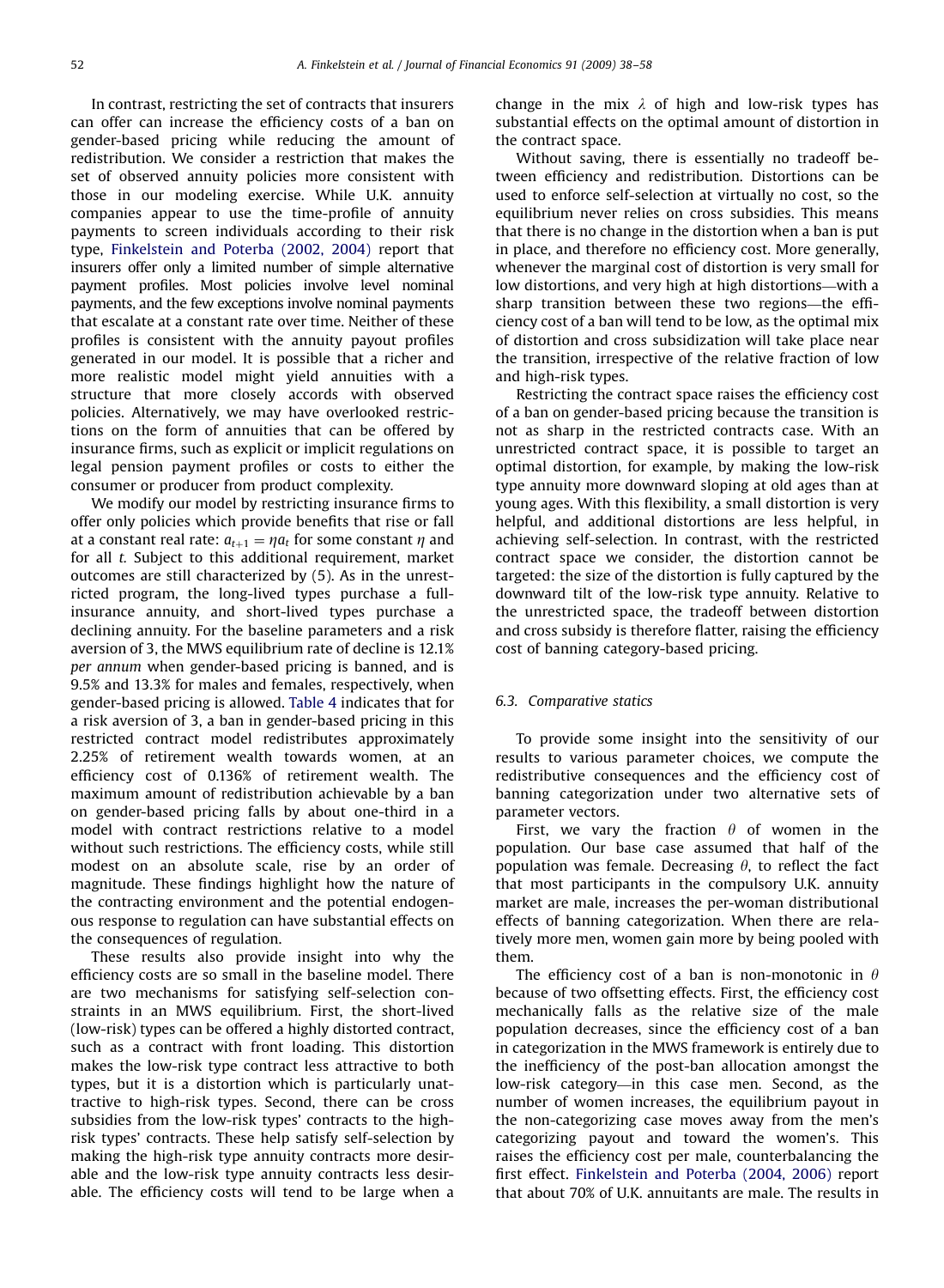In contrast, restricting the set of contracts that insurers can offer can increase the efficiency costs of a ban on gender-based pricing while reducing the amount of redistribution. We consider a restriction that makes the set of observed annuity policies more consistent with those in our modeling exercise. While U.K. annuity companies appear to use the time-profile of annuity payments to screen individuals according to their risk type, Finkelstein and Poterba (2002, 2004) report that insurers offer only a limited number of simple alternative payment profiles. Most policies involve level nominal payments, and the few exceptions involve nominal payments that escalate at a constant rate over time. Neither of these profiles is consistent with the annuity payout profiles generated in our model. It is possible that a richer and more realistic model might yield annuities with a structure that more closely accords with observed policies. Alternatively, we may have overlooked restrictions on the form of annuities that can be offered by insurance firms, such as explicit or implicit regulations on legal pension payment profiles or costs to either the consumer or producer from product complexity.

We modify our model by restricting insurance firms to offer only policies which provide benefits that rise or fall at a constant real rate: $a_{t+1} = \eta a_t$ for some constant $\eta$ and for all $t$. Subject to this additional requirement, market outcomes are still characterized by (5). As in the unrestricted program, the long-lived types purchase a full-insurance annuity, and short-lived types purchase a declining annuity. For the baseline parameters and a risk aversion of 3, the MWS equilibrium rate of decline is 12.1% *per annum* when gender-based pricing is banned, and is 9.5% and 13.3% for males and females, respectively, when gender-based pricing is allowed. Table 4 indicates that for a risk aversion of 3, a ban in gender-based pricing in this restricted contract model redistributes approximately 2.25% of retirement wealth towards women, at an efficiency cost of 0.136% of retirement wealth. The maximum amount of redistribution achievable by a ban on gender-based pricing falls by about one-third in a model with contract restrictions relative to a model without such restrictions. The efficiency costs, while still modest on an absolute scale, rise by an order of magnitude. These findings highlight how the nature of the contracting environment and the potential endogenous response to regulation can have substantial effects on the consequences of regulation.

These results also provide insight into why the efficiency costs are so small in the baseline model. There are two mechanisms for satisfying self-selection constraints in an MWS equilibrium. First, the short-lived (low-risk) types can be offered a highly distorted contract, such as a contract with front loading. This distortion makes the low-risk type contract less attractive to both types, but it is a distortion which is particularly unattractive to high-risk types. Second, there can be cross subsidies from the low-risk types' contracts to the high-risk types' contracts. These help satisfy self-selection by making the high-risk type annuity contracts more desirable and the low-risk type annuity contracts less desirable. The efficiency costs will tend to be large when a change in the mix $\lambda$ of high and low-risk types has substantial effects on the optimal amount of distortion in the contract space.

Without saving, there is essentially no tradeoff between efficiency and redistribution. Distortions can be used to enforce self-selection at virtually no cost, so the equilibrium never relies on cross subsidies. This means that there is no change in the distortion when a ban is put in place, and therefore no efficiency cost. More generally, whenever the marginal cost of distortion is very small for low distortions, and very high at high distortions—with a sharp transition between these two regions—the efficiency cost of a ban will tend to be low, as the optimal mix of distortion and cross subsidization will take place near the transition, irrespective of the relative fraction of low and high-risk types.

Restricting the contract space raises the efficiency cost of a ban on gender-based pricing because the transition is not as sharp in the restricted contracts case. With an unrestricted contract space, it is possible to target an optimal distortion, for example, by making the low-risk type annuity more downward sloping at old ages than at young ages. With this flexibility, a small distortion is very helpful, and additional distortions are less helpful, in achieving self-selection. In contrast, with the restricted contract space we consider, the distortion cannot be targeted: the size of the distortion is fully captured by the downward tilt of the low-risk type annuity. Relative to the unrestricted space, the tradeoff between distortion and cross subsidy is therefore flatter, raising the efficiency cost of banning category-based pricing.

### 6.3. Comparative statics

To provide some insight into the sensitivity of our results to various parameter choices, we compute the redistributive consequences and the efficiency cost of banning categorization under two alternative sets of parameter vectors.

First, we vary the fraction $\theta$ of women in the population. Our base case assumed that half of the population was female. Decreasing $\theta$, to reflect the fact that most participants in the compulsory U.K. annuity market are male, increases the per-woman distributional effects of banning categorization. When there are relatively more men, women gain more by being pooled with them.

The efficiency cost of a ban is non-monotonic in $\theta$ because of two offsetting effects. First, the efficiency cost mechanically falls as the relative size of the male population decreases, since the efficiency cost of a ban in categorization in the MWS framework is entirely due to the inefficiency of the post-ban allocation amongst the low-risk category—in this case men. Second, as the number of women increases, the equilibrium payout in the non-categorizing case moves away from the men's categorizing payout and toward the women's. This raises the efficiency cost per male, counterbalancing the first effect. Finkelstein and Poterba (2004, 2006) report that about 70% of U.K. annuitants are male. The results in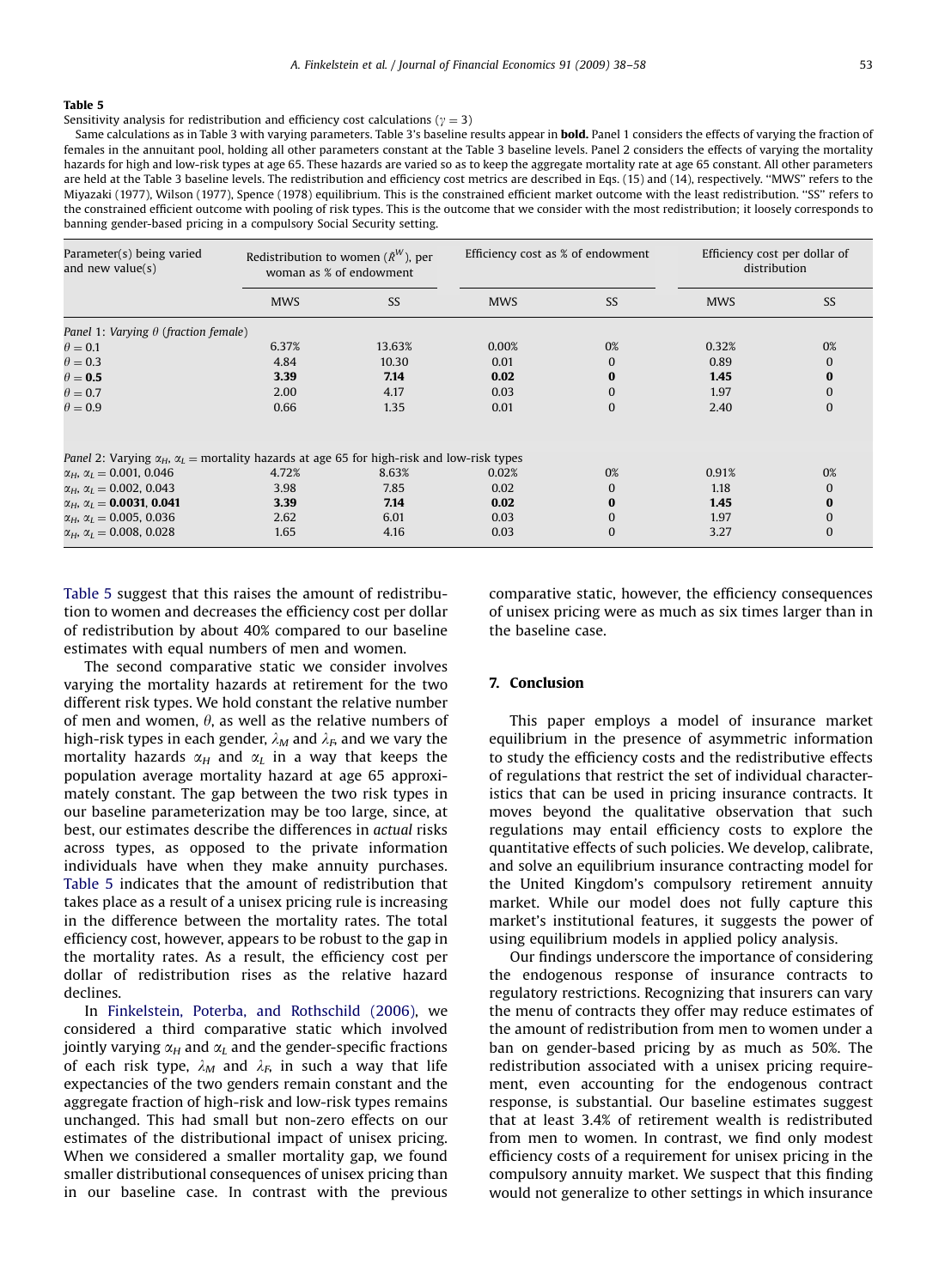**Table 5**

Sensitivity analysis for redistribution and efficiency cost calculations ($\gamma = 3$)

Same calculations as in Table 3 with varying parameters. Table 3's baseline results appear in **bold.** Panel 1 considers the effects of varying the fraction of females in the annuitant pool, holding all other parameters constant at the Table 3 baseline levels. Panel 2 considers the effects of varying the mortality hazards for high and low-risk types at age 65. These hazards are varied so as to keep the aggregate mortality rate at age 65 constant. All other parameters are held at the Table 3 baseline levels. The redistribution and efficiency cost metrics are described in Eqs. (15) and (14), respectively. "MWS" refers to the Miyazaki (1977), Wilson (1977), Spence (1978) equilibrium. This is the constrained efficient market outcome with the least redistribution. "SS" refers to the constrained efficient outcome with pooling of risk types. This is the outcome that we consider with the most redistribution; it loosely corresponds to banning gender-based pricing in a compulsory Social Security setting.

| Parameter(s) being varied and new value(s) | Redistribution to women ($R^W$), per woman as % of endowment | | Efficiency cost as % of endowment | | Efficiency cost per dollar of distribution | |
|---|---|---|---|---|---|---|
| | MWS | SS | MWS | SS | MWS | SS |
| *Panel* 1: *Varying $\theta$ (fraction female)* | | | | | | |
| $\theta = 0.1$ | 6.37% | 13.63% | 0.00% | 0% | 0.32% | 0% |
| $\theta = 0.3$ | 4.84 | 10.30 | 0.01 | 0 | 0.89 | 0 |
| $\boldsymbol{\theta = 0.5}$ | **3.39** | **7.14** | **0.02** | **0** | **1.45** | **0** |
| $\theta = 0.7$ | 2.00 | 4.17 | 0.03 | 0 | 1.97 | 0 |
| $\theta = 0.9$ | 0.66 | 1.35 | 0.01 | 0 | 2.40 | 0 |
| *Panel* 2: Varying $\alpha_H$, $\alpha_L$ = mortality hazards at age 65 for high-risk and low-risk types | | | | | | |
| $\alpha_H, \alpha_L = 0.001, 0.046$ | 4.72% | 8.63% | 0.02% | 0% | 0.91% | 0% |
| $\alpha_H, \alpha_L = 0.002, 0.043$ | 3.98 | 7.85 | 0.02 | 0 | 1.18 | 0 |
| $\boldsymbol{\alpha_H, \alpha_L = 0.0031, 0.041}$ | **3.39** | **7.14** | **0.02** | **0** | **1.45** | **0** |
| $\alpha_H, \alpha_L = 0.005, 0.036$ | 2.62 | 6.01 | 0.03 | 0 | 1.97 | 0 |
| $\alpha_H, \alpha_L = 0.008, 0.028$ | 1.65 | 4.16 | 0.03 | 0 | 3.27 | 0 |

Table 5 suggest that this raises the amount of redistribution to women and decreases the efficiency cost per dollar of redistribution by about 40% compared to our baseline estimates with equal numbers of men and women.

The second comparative static we consider involves varying the mortality hazards at retirement for the two different risk types. We hold constant the relative number of men and women, $\theta$, as well as the relative numbers of high-risk types in each gender, $\lambda_M$ and $\lambda_F$, and we vary the mortality hazards $\alpha_H$ and $\alpha_L$ in a way that keeps the population average mortality hazard at age 65 approximately constant. The gap between the two risk types in our baseline parameterization may be too large, since, at best, our estimates describe the differences in *actual* risks across types, as opposed to the private information individuals have when they make annuity purchases. Table 5 indicates that the amount of redistribution that takes place as a result of a unisex pricing rule is increasing in the difference between the mortality rates. The total efficiency cost, however, appears to be robust to the gap in the mortality rates. As a result, the efficiency cost per dollar of redistribution rises as the relative hazard declines.

In Finkelstein, Poterba, and Rothschild (2006), we considered a third comparative static which involved jointly varying $\alpha_H$ and $\alpha_L$ and the gender-specific fractions of each risk type, $\lambda_M$ and $\lambda_F$, in such a way that life expectancies of the two genders remain constant and the aggregate fraction of high-risk and low-risk types remains unchanged. This had small but non-zero effects on our estimates of the distributional impact of unisex pricing. When we considered a smaller mortality gap, we found smaller distributional consequences of unisex pricing than in our baseline case. In contrast with the previous comparative static, however, the efficiency consequences of unisex pricing were as much as six times larger than in the baseline case.

## 7. Conclusion

This paper employs a model of insurance market equilibrium in the presence of asymmetric information to study the efficiency costs and the redistributive effects of regulations that restrict the set of individual characteristics that can be used in pricing insurance contracts. It moves beyond the qualitative observation that such regulations may entail efficiency costs to explore the quantitative effects of such policies. We develop, calibrate, and solve an equilibrium insurance contracting model for the United Kingdom's compulsory retirement annuity market. While our model does not fully capture this market's institutional features, it suggests the power of using equilibrium models in applied policy analysis.

Our findings underscore the importance of considering the endogenous response of insurance contracts to regulatory restrictions. Recognizing that insurers can vary the menu of contracts they offer may reduce estimates of the amount of redistribution from men to women under a ban on gender-based pricing by as much as 50%. The redistribution associated with a unisex pricing requirement, even accounting for the endogenous contract response, is substantial. Our baseline estimates suggest that at least 3.4% of retirement wealth is redistributed from men to women. In contrast, we find only modest efficiency costs of a requirement for unisex pricing in the compulsory annuity market. We suspect that this finding would not generalize to other settings in which insurance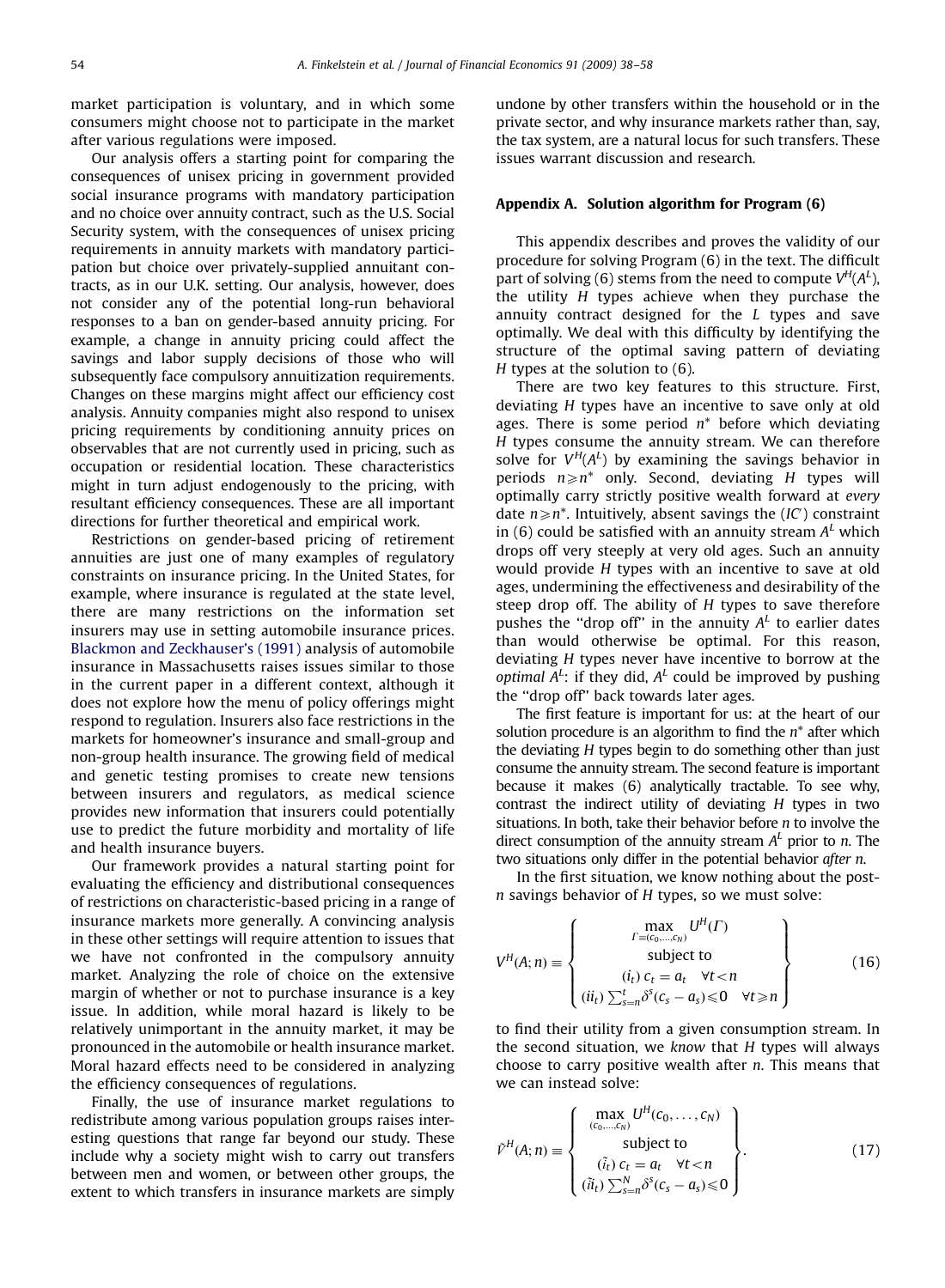market participation is voluntary, and in which some consumers might choose not to participate in the market after various regulations were imposed.

Our analysis offers a starting point for comparing the consequences of unisex pricing in government provided social insurance programs with mandatory participation and no choice over annuity contract, such as the U.S. Social Security system, with the consequences of unisex pricing requirements in annuity markets with mandatory participation but choice over privately-supplied annuitant contracts, as in our U.K. setting. Our analysis, however, does not consider any of the potential long-run behavioral responses to a ban on gender-based annuity pricing. For example, a change in annuity pricing could affect the savings and labor supply decisions of those who will subsequently face compulsory annuitization requirements. Changes on these margins might affect our efficiency cost analysis. Annuity companies might also respond to unisex pricing requirements by conditioning annuity prices on observables that are not currently used in pricing, such as occupation or residential location. These characteristics might in turn adjust endogenously to the pricing, with resultant efficiency consequences. These are all important directions for further theoretical and empirical work.

Restrictions on gender-based pricing of retirement annuities are just one of many examples of regulatory constraints on insurance pricing. In the United States, for example, where insurance is regulated at the state level, there are many restrictions on the information set insurers may use in setting automobile insurance prices. Blackmon and Zeckhauser's (1991) analysis of automobile insurance in Massachusetts raises issues similar to those in the current paper in a different context, although it does not explore how the menu of policy offerings might respond to regulation. Insurers also face restrictions in the markets for homeowner's insurance and small-group and non-group health insurance. The growing field of medical and genetic testing promises to create new tensions between insurers and regulators, as medical science provides new information that insurers could potentially use to predict the future morbidity and mortality of life and health insurance buyers.

Our framework provides a natural starting point for evaluating the efficiency and distributional consequences of restrictions on characteristic-based pricing in a range of insurance markets more generally. A convincing analysis in these other settings will require attention to issues that we have not confronted in the compulsory annuity market. Analyzing the role of choice on the extensive margin of whether or not to purchase insurance is a key issue. In addition, while moral hazard is likely to be relatively unimportant in the annuity market, it may be pronounced in the automobile or health insurance market. Moral hazard effects need to be considered in analyzing the efficiency consequences of regulations.

Finally, the use of insurance market regulations to redistribute among various population groups raises interesting questions that range far beyond our study. These include why a society might wish to carry out transfers between men and women, or between other groups, the extent to which transfers in insurance markets are simply undone by other transfers within the household or in the private sector, and why insurance markets rather than, say, the tax system, are a natural locus for such transfers. These issues warrant discussion and research.

## Appendix A. Solution algorithm for Program (6)

This appendix describes and proves the validity of our procedure for solving Program (6) in the text. The difficult part of solving (6) stems from the need to compute $V^H(A^L)$, the utility $H$ types achieve when they purchase the annuity contract designed for the $L$ types and save optimally. We deal with this difficulty by identifying the structure of the optimal saving pattern of deviating $H$ types at the solution to (6).

There are two key features to this structure. First, deviating $H$ types have an incentive to save only at old ages. There is some period $n^*$ before which deviating $H$ types consume the annuity stream. We can therefore solve for $V^H(A^L)$ by examining the savings behavior in periods $n \geqslant n^*$ only. Second, deviating $H$ types will optimally carry strictly positive wealth forward at *every* date $n \geqslant n^*$. Intuitively, absent savings the $(IC')$ constraint in (6) could be satisfied with an annuity stream $A^L$ which drops off very steeply at very old ages. Such an annuity would provide $H$ types with an incentive to save at old ages, undermining the effectiveness and desirability of the steep drop off. The ability of $H$ types to save therefore pushes the "drop off" in the annuity $A^L$ to earlier dates than would otherwise be optimal. For this reason, deviating $H$ types never have incentive to borrow at the *optimal* $A^L$: if they did, $A^L$ could be improved by pushing the "drop off" back towards later ages.

The first feature is important for us: at the heart of our solution procedure is an algorithm to find the $n^*$ after which the deviating $H$ types begin to do something other than just consume the annuity stream. The second feature is important because it makes (6) analytically tractable. To see why, contrast the indirect utility of deviating $H$ types in two situations. In both, take their behavior before $n$ to involve the direct consumption of the annuity stream $A^L$ prior to $n$. The two situations only differ in the potential behavior *after* $n$.

In the first situation, we know nothing about the post-$n$ savings behavior of $H$ types, so we must solve:

$$V^H(A;n) \equiv \left\{ \begin{array}{c} \max\limits_{\Gamma \equiv (c_0,\dots,c_N)} U^H(\Gamma) \\ \text{subject to} \\ (i_t)\; c_t = a_t \quad \forall t < n \\ (ii_t)\; \sum_{s=n}^{t} \delta^s (c_s - a_s) \leqslant 0 \quad \forall t \geqslant n \end{array} \right\} \tag{16}$$

to find their utility from a given consumption stream. In the second situation, we *know* that $H$ types will always choose to carry positive wealth after $n$. This means that we can instead solve:

$$\tilde{V}^H(A;n) \equiv \left\{ \begin{array}{c} \max\limits_{(c_0,\dots,c_N)} U^H(c_0,\dots,c_N) \\ \text{subject to} \\ (\tilde{i}_t)\; c_t = a_t \quad \forall t < n \\ (\tilde{ii}_t)\; \sum_{s=n}^{N} \delta^s (c_s - a_s) \leqslant 0 \end{array} \right\}. \tag{17}$$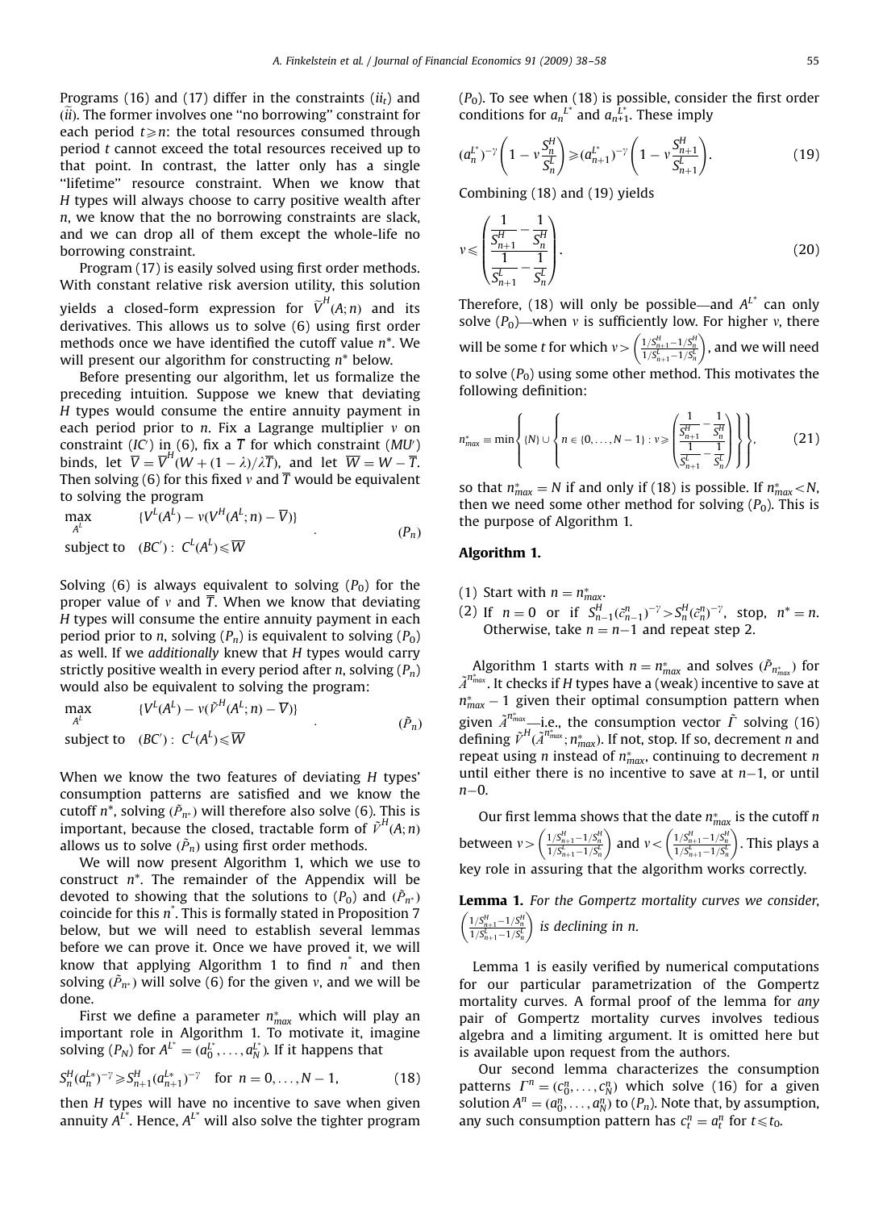Programs (16) and (17) differ in the constraints $(ii_t)$ and $(\tilde{ii})$. The former involves one "no borrowing" constraint for each period $t \geqslant n$: the total resources consumed through period $t$ cannot exceed the total resources received up to that point. In contrast, the latter only has a single "lifetime" resource constraint. When we know that $H$ types will always choose to carry positive wealth after $n$, we know that the no borrowing constraints are slack, and we can drop all of them except the whole-life no borrowing constraint.

Program (17) is easily solved using first order methods. With constant relative risk aversion utility, this solution yields a closed-form expression for $\tilde{V}^H(A;n)$ and its derivatives. This allows us to solve (6) using first order methods once we have identified the cutoff value $n^*$. We will present our algorithm for constructing $n^*$ below.

Before presenting our algorithm, let us formalize the preceding intuition. Suppose we knew that deviating $H$ types would consume the entire annuity payment in each period prior to $n$. Fix a Lagrange multiplier $v$ on constraint $(IC')$ in (6), fix a $\overline{T}$ for which constraint $(MU')$ binds, let $\overline{V} = \overline{V}^H(W + (1-\lambda)/\lambda\overline{T})$, and let $\overline{W} = W - \overline{T}$. Then solving (6) for this fixed $v$ and $\overline{T}$ would be equivalent to solving the program

$$\begin{aligned} \max_{A^L} \quad & \{V^L(A^L) - v(V^H(A^L;n) - \overline{V})\} \\ \text{subject to} \quad & (BC'): \; C^L(A^L) \leqslant \overline{W} \end{aligned} \qquad (P_n)$$

Solving (6) is always equivalent to solving $(P_0)$ for the proper value of $v$ and $\overline{T}$. When we know that deviating $H$ types will consume the entire annuity payment in each period prior to $n$, solving $(P_n)$ is equivalent to solving $(P_0)$ as well. If we *additionally* knew that $H$ types would carry strictly positive wealth in every period after $n$, solving $(P_n)$ would also be equivalent to solving the program:

$$\begin{aligned} \max_{A^L} \quad & \{V^L(A^L) - v(\tilde{V}^H(A^L;n) - \overline{V})\} \\ \text{subject to} \quad & (BC'): \; C^L(A^L) \leqslant \overline{W} \end{aligned} \qquad (\tilde{P}_n)$$

When we know the two features of deviating $H$ types' consumption patterns are satisfied and we know the cutoff $n^*$, solving $(\tilde{P}_{n^*})$ will therefore also solve (6). This is important, because the closed, tractable form of $\tilde{V}^H(A;n)$ allows us to solve $(\tilde{P}_n)$ using first order methods.

We will now present Algorithm 1, which we use to construct $n^*$. The remainder of the Appendix will be devoted to showing that the solutions to $(P_0)$ and $(\tilde{P}_{n^*})$ coincide for this $n^*$. This is formally stated in Proposition 7 below, but we will need to establish several lemmas before we can prove it. Once we have proved it, we will know that applying Algorithm 1 to find $n^*$ and then solving $(\tilde{P}_{n^*})$ will solve (6) for the given $v$, and we will be done.

First we define a parameter $n^*_{max}$ which will play an important role in Algorithm 1. To motivate it, imagine solving $(P_N)$ for $A^{L^*} = (a_0^{L^*}, \ldots, a_N^{L^*})$. If it happens that

$$S_n^H (a_n^{L*})^{-\gamma} \geqslant S_{n+1}^H (a_{n+1}^{L*})^{-\gamma} \quad \text{for } n = 0, \ldots, N-1, \qquad (18)$$

then $H$ types will have no incentive to save when given annuity $A^{L^*}$. Hence, $A^{L^*}$ will also solve the tighter program $(P_0)$. To see when (18) is possible, consider the first order conditions for $a_n^{L^*}$ and $a_{n+1}^{L^*}$. These imply

$$(a_n^{L^*})^{-\gamma}\left(1 - v\frac{S_n^H}{S_n^L}\right) \geqslant (a_{n+1}^{L^*})^{-\gamma}\left(1 - v\frac{S_{n+1}^H}{S_{n+1}^L}\right). \qquad (19)$$

Combining (18) and (19) yields

$$v \leqslant \left(\frac{\dfrac{1}{S_{n+1}^H} - \dfrac{1}{S_n^H}}{\dfrac{1}{S_{n+1}^L} - \dfrac{1}{S_n^L}}\right). \qquad (20)$$

Therefore, (18) will only be possible—and $A^{L^*}$ can only solve $(P_0)$—when $v$ is sufficiently low. For higher $v$, there will be some $t$ for which $v > \left(\frac{1/S_{n+1}^H - 1/S_n^H}{1/S_{n+1}^L - 1/S_n^L}\right)$, and we will need to solve $(P_0)$ using some other method. This motivates the following definition:

$$n^*_{max} \equiv \min\left\{\{N\} \cup \left\{n \in \{0, \ldots, N-1\} : v \geqslant \left(\frac{\dfrac{1}{S_{n+1}^H} - \dfrac{1}{S_n^H}}{\dfrac{1}{S_{n+1}^L} - \dfrac{1}{S_n^L}}\right)\right\}\right\}, \qquad (21)$$

so that $n^*_{max} = N$ if and only if (18) is possible. If $n^*_{max} < N$, then we need some other method for solving $(P_0)$. This is the purpose of Algorithm 1.

**Algorithm 1.**

(1) Start with $n = n^*_{max}$.
(2) If $n = 0$ or if $S_{n-1}^H(\tilde{c}_{n-1}^n)^{-\gamma} > S_n^H(\tilde{c}_n^n)^{-\gamma}$, stop, $n^* = n$. Otherwise, take $n = n-1$ and repeat step 2.

Algorithm 1 starts with $n = n^*_{max}$ and solves $(\tilde{P}_{n^*_{max}})$ for $\tilde{A}^{n^*_{max}}$. It checks if $H$ types have a (weak) incentive to save at $n^*_{max} - 1$ given their optimal consumption pattern when given $\tilde{A}^{n^*_{max}}$—i.e., the consumption vector $\tilde{\Gamma}$ solving (16) defining $\tilde{V}^H(\tilde{A}^{n^*_{max}}; n^*_{max})$. If not, stop. If so, decrement $n$ and repeat using $n$ instead of $n^*_{max}$, continuing to decrement $n$ until either there is no incentive to save at $n-1$, or until $n-0$.

Our first lemma shows that the date $n^*_{max}$ is the cutoff $n$ between $v > \left(\frac{1/S_{n+1}^H - 1/S_n^H}{1/S_{n+1}^L - 1/S_n^L}\right)$ and $v < \left(\frac{1/S_{n+1}^H - 1/S_n^H}{1/S_{n+1}^L - 1/S_n^L}\right)$. This plays a key role in assuring that the algorithm works correctly.

**Lemma 1.** *For the Gompertz mortality curves we consider,* $\left(\frac{1/S_{n+1}^H - 1/S_n^H}{1/S_{n+1}^L - 1/S_n^L}\right)$ *is declining in n.*

Lemma 1 is easily verified by numerical computations for our particular parametrization of the Gompertz mortality curves. A formal proof of the lemma for *any* pair of Gompertz mortality curves involves tedious algebra and a limiting argument. It is omitted here but is available upon request from the authors.

Our second lemma characterizes the consumption patterns $\Gamma^n = (c_0^n, \ldots, c_N^n)$ which solve (16) for a given solution $A^n = (a_0^n, \ldots, a_N^n)$ to $(P_n)$. Note that, by assumption, any such consumption pattern has $c_t^n = a_t^n$ for $t \leqslant t_0$.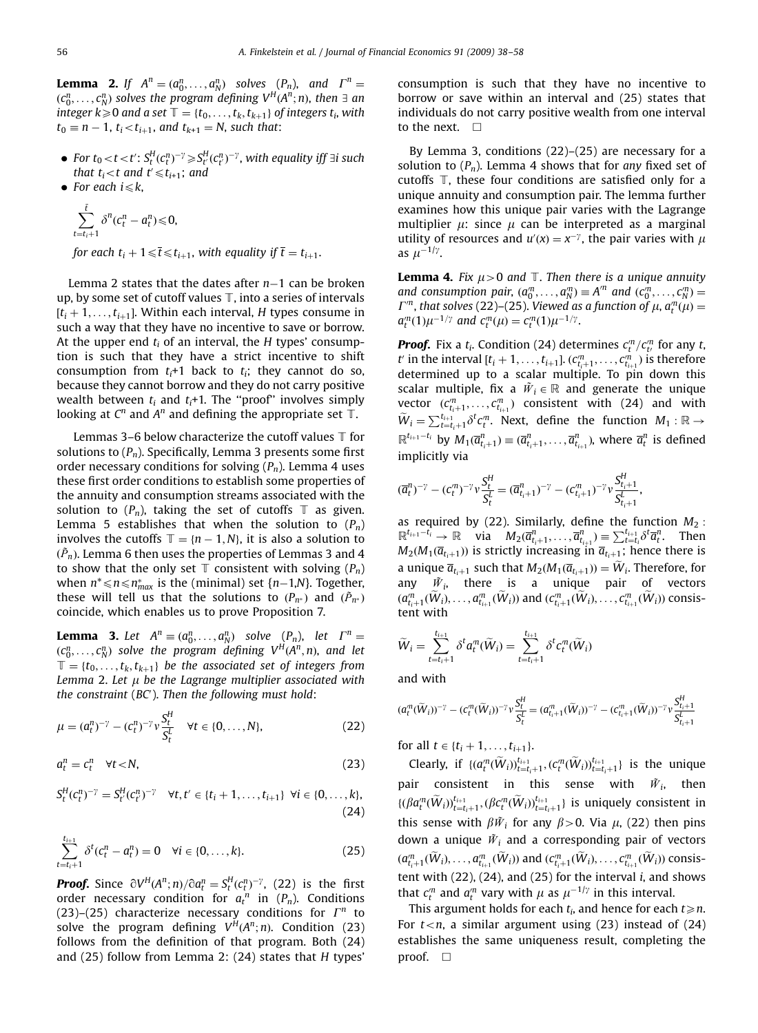**Lemma 2.** *If $A^n = (a_0^n, \ldots, a_N^n)$ solves $(P_n)$, and $\Gamma^n = (c_0^n, \ldots, c_N^n)$ solves the program defining $V^H(A^n; n)$, then $\exists$ an integer $k \geqslant 0$ and a set $\mathbb{T} = \{t_0, \ldots, t_k, t_{k+1}\}$ of integers $t_i$, with $t_0 \equiv n-1$, $t_i < t_{i+1}$, and $t_{k+1} = N$, such that:*

- *For $t_0 < t < t'$: $S_t^H (c_t^n)^{-\gamma} \geqslant S_{t'}^H (c_{t'}^n)^{-\gamma}$, with equality iff $\exists i$ such that $t_i < t$ and $t' \leqslant t_{i+1}$; and*
- *For each $i \leqslant k$,*

$$\sum_{t=t_i+1}^{\bar{t}} \delta^n (c_t^n - a_t^n) \leqslant 0,$$

*for each $t_i + 1 \leqslant \bar{t} \leqslant t_{i+1}$, with equality if $\bar{t} = t_{i+1}$.*

Lemma 2 states that the dates after $n-1$ can be broken up, by some set of cutoff values $\mathbb{T}$, into a series of intervals $[t_i + 1, \ldots, t_{i+1}]$. Within each interval, $H$ types consume in such a way that they have no incentive to save or borrow. At the upper end $t_i$ of an interval, the $H$ types' consumption is such that they have a strict incentive to shift consumption from $t_i$+1 back to $t_i$; they cannot do so, because they cannot borrow and they do not carry positive wealth between $t_i$ and $t_i$+1. The "proof" involves simply looking at $C^n$ and $A^n$ and defining the appropriate set $\mathbb{T}$.

Lemmas 3–6 below characterize the cutoff values $\mathbb{T}$ for solutions to $(P_n)$. Specifically, Lemma 3 presents some first order necessary conditions for solving $(P_n)$. Lemma 4 uses these first order conditions to establish some properties of the annuity and consumption streams associated with the solution to $(P_n)$, taking the set of cutoffs $\mathbb{T}$ as given. Lemma 5 establishes that when the solution to $(P_n)$ involves the cutoffs $\mathbb{T} = \{n-1, N\}$, it is also a solution to $(\tilde{P}_n)$. Lemma 6 then uses the properties of Lemmas 3 and 4 to show that the only set $\mathbb{T}$ consistent with solving $(P_n)$ when $n^* \leqslant n \leqslant n^*_{max}$ is the (minimal) set $\{n-1, N\}$. Together, these will tell us that the solutions to $(P_{n^*})$ and $(\tilde{P}_{n^*})$ coincide, which enables us to prove Proposition 7.

**Lemma 3.** *Let $A^n \equiv (a_0^n, \ldots, a_N^n)$ solve $(P_n)$, let $\Gamma^n = (c_0^n, \ldots, c_N^n)$ solve the program defining $V^H(A^n, n)$, and let $\mathbb{T} = \{t_0, \ldots, t_k, t_{k+1}\}$ be the associated set of integers from Lemma 2. Let $\mu$ be the Lagrange multiplier associated with the constraint (BC′). Then the following must hold:*

$$\mu = (a_t^n)^{-\gamma} - (c_t^n)^{-\gamma} v \frac{S_t^H}{S_t^L} \quad \forall t \in \{0, \ldots, N\}, \tag{22}$$

$$a_t^n = c_t^n \quad \forall t < N, \tag{23}$$

$$S_t^H (c_t^n)^{-\gamma} = S_{t'}^H (c_{t'}^n)^{-\gamma} \quad \forall t, t' \in \{t_i + 1, \ldots, t_{i+1}\} \ \forall i \in \{0, \ldots, k\}, \tag{24}$$

$$\sum_{t=t_i+1}^{t_{i+1}} \delta^t (c_t^n - a_t^n) = 0 \quad \forall i \in \{0, \ldots, k\}. \tag{25}$$

***Proof.*** Since $\partial V^H(A^n; n)/\partial a_t^n = S_t^H (c_t^n)^{-\gamma}$, (22) is the first order necessary condition for $a_t{}^n$ in $(P_n)$. Conditions (23)–(25) characterize necessary conditions for $\Gamma^n$ to solve the program defining $V^H(A^n; n)$. Condition (23) follows from the definition of that program. Both (24) and (25) follow from Lemma 2: (24) states that $H$ types' consumption is such that they have no incentive to borrow or save within an interval and (25) states that individuals do not carry positive wealth from one interval to the next. $\square$

By Lemma 3, conditions (22)–(25) are necessary for a solution to $(P_n)$. Lemma 4 shows that for *any* fixed set of cutoffs $\mathbb{T}$, these four conditions are satisfied only for a unique annuity and consumption pair. The lemma further examines how this unique pair varies with the Lagrange multiplier $\mu$: since $\mu$ can be interpreted as a marginal utility of resources and $u'(x) = x^{-\gamma}$, the pair varies with $\mu$ as $\mu^{-1/\gamma}$.

**Lemma 4.** *Fix $\mu > 0$ and $\mathbb{T}$. Then there is a unique annuity and consumption pair, $(a_0^n, \ldots, a_N^n) \equiv A'^n$ and $(c_0^n, \ldots, c_N^n) = \Gamma'^n$, that solves (22)–(25). Viewed as a function of $\mu$, $a_t'^n(\mu) = a_t'^n(1)\mu^{-1/\gamma}$ and $c_t'^n(\mu) = c_t'^n(1)\mu^{-1/\gamma}$.*

***Proof.*** Fix a $t_i$. Condition (24) determines $c_t'^n / c_{t'}'^n$ for any $t$, $t'$ in the interval $[t_i + 1, \ldots, t_{i+1}]$. $(c_{t_i+1}'^n, \ldots, c_{t_{i+1}}'^n)$ is therefore determined up to a scalar multiple. To pin down this scalar multiple, fix a $\tilde{W}_i \in \mathbb{R}$ and generate the unique vector $(c_{t_i+1}'^n, \ldots, c_{t_{i+1}}'^n)$ consistent with (24) and with $\tilde{W}_i = \sum_{t=t_i+1}^{t_{i+1}} \delta^t c_t'^n$. Next, define the function $M_1 : \mathbb{R} \to \mathbb{R}^{t_{i+1}-t_i}$ by $M_1(\overline{a}_{t_{i+1}}^n) \equiv (\overline{a}_{t_i+1}^n, \ldots, \overline{a}_{t_{i+1}}^n)$, where $\overline{a}_t^n$ is defined implicitly via

$$(\overline{a}_t^n)^{-\gamma} - (c_t'^n)^{-\gamma} v \frac{S_t^H}{S_t^L} = (\overline{a}_{t_i+1}^n)^{-\gamma} - (c_{t_i+1}'^n)^{-\gamma} v \frac{S_{t_i+1}^H}{S_{t_i+1}^L},$$

as required by (22). Similarly, define the function $M_2 : \mathbb{R}^{t_{i+1}-t_i} \to \mathbb{R}$ via $M_2(\overline{a}_{t_i+1}^n, \ldots, \overline{a}_{t_{i+1}}^n) \equiv \sum_{t=t_i}^{t_{i+1}} \delta^t \overline{a}_t^n$. Then $M_2(M_1(\overline{a}_{t_{i+1}}))$ is strictly increasing in $\overline{a}_{t_{i+1}}$; hence there is a unique $\overline{a}_{t_{i+1}}$ such that $M_2(M_1(\overline{a}_{t_{i+1}})) = \tilde{W}_i$. Therefore, for any $\tilde{W}_i$, there is a unique pair of vectors $(a_{t_i+1}'^n(\tilde{W}_i), \ldots, a_{t_{i+1}}'^n(\tilde{W}_i))$ and $(c_{t_i+1}'^n(\tilde{W}_i), \ldots, c_{t_{i+1}}'^n(\tilde{W}_i))$ consistent with

$$\tilde{W}_i = \sum_{t=t_i+1}^{t_{i+1}} \delta^t a_t'^n(\tilde{W}_i) = \sum_{t=t_i+1}^{t_{i+1}} \delta^t c_t'^n(\tilde{W}_i)$$

and with

$$(a_t'^n(\tilde{W}_i))^{-\gamma} - (c_t'^n(\tilde{W}_i))^{-\gamma} v \frac{S_t^H}{S_t^L} = (a_{t_i+1}'^n(\tilde{W}_i))^{-\gamma} - (c_{t_i+1}'^n(\tilde{W}_i))^{-\gamma} v \frac{S_{t_i+1}^H}{S_{t_i+1}^L}$$

for all $t \in \{t_i + 1, \ldots, t_{i+1}\}$.

Clearly, if $\{(a_t'^n(\tilde{W}_i))_{t=t_i+1}^{t_{i+1}}, (c_t'^n(\tilde{W}_i))_{t=t_i+1}^{t_{i+1}}\}$ is the unique pair consistent in this sense with $\tilde{W}_i$, then $\{(\beta a_t'^n(\tilde{W}_i))_{t=t_i+1}^{t_{i+1}}, (\beta c_t'^n(\tilde{W}_i))_{t=t_i+1}^{t_{i+1}}\}$ is uniquely consistent in this sense with $\beta \tilde{W}_i$ for any $\beta > 0$. Via $\mu$, (22) then pins down a unique $\tilde{W}_i$ and a corresponding pair of vectors $(a_{t_i+1}'^n(\tilde{W}_i), \ldots, a_{t_{i+1}}'^n(\tilde{W}_i))$ and $(c_{t_i+1}'^n(\tilde{W}_i), \ldots, c_{t_{i+1}}'^n(\tilde{W}_i))$ consistent with (22), (24), and (25) for the interval $i$, and shows that $c_t'^n$ and $a_t'^n$ vary with $\mu$ as $\mu^{-1/\gamma}$ in this interval.

This argument holds for each $t_i$, and hence for each $t \geqslant n$. For $t < n$, a similar argument using (23) instead of (24) establishes the same uniqueness result, completing the proof. $\square$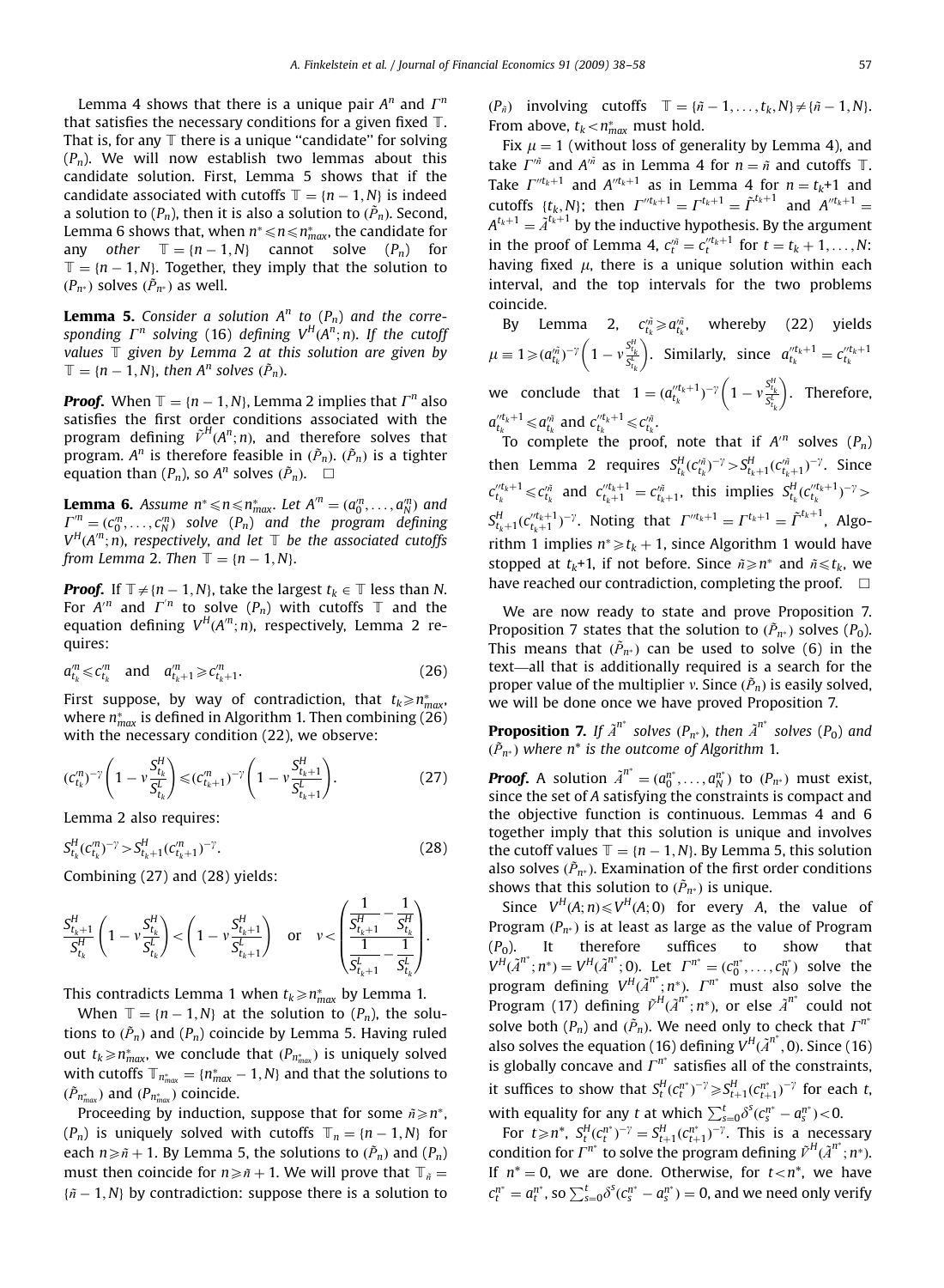Lemma 4 shows that there is a unique pair $A^n$ and $\Gamma^n$ that satisfies the necessary conditions for a given fixed $\mathbb{T}$. That is, for any $\mathbb{T}$ there is a unique "candidate" for solving $(P_n)$. We will now establish two lemmas about this candidate solution. First, Lemma 5 shows that if the candidate associated with cutoffs $\mathbb{T} = \{n-1, N\}$ is indeed a solution to $(P_n)$, then it is also a solution to $(\tilde{P}_n)$. Second, Lemma 6 shows that, when $n^* \leqslant n \leqslant n^*_{max}$, the candidate for any *other* $\mathbb{T} = \{n-1, N\}$ cannot solve $(P_n)$ for $\mathbb{T} = \{n-1, N\}$. Together, they imply that the solution to $(P_{n^*})$ solves $(\tilde{P}_{n^*})$ as well.

**Lemma 5.** *Consider a solution $A^n$ to $(P_n)$ and the corresponding $\Gamma^n$ solving* (16) *defining $V^H(A^n; n)$. If the cutoff values $\mathbb{T}$ given by Lemma 2 at this solution are given by $\mathbb{T} = \{n-1, N\}$, then $A^n$ solves $(\tilde{P}_n)$.*

***Proof.*** When $\mathbb{T} = \{n-1, N\}$, Lemma 2 implies that $\Gamma^n$ also satisfies the first order conditions associated with the program defining $\tilde{V}^H(A^n; n)$, and therefore solves that program. $A^n$ is therefore feasible in $(\tilde{P}_n)$. $(\tilde{P}_n)$ is a tighter equation than $(P_n)$, so $A^n$ solves $(\tilde{P}_n)$. $\square$

**Lemma 6.** *Assume $n^* \leqslant n \leqslant n^*_{max}$. Let $A'^n = (a'^n_0, \ldots, a'^n_N)$ and $\Gamma'^n = (c'^n_0, \ldots, c'^n_N)$ solve $(P_n)$ and the program defining $V^H(A'^n; n)$, respectively, and let $\mathbb{T}$ be the associated cutoffs from Lemma 2. Then $\mathbb{T} = \{n-1, N\}$.*

***Proof.*** If $\mathbb{T} \neq \{n-1, N\}$, take the largest $t_k \in \mathbb{T}$ less than $N$. For $A'^n$ and $\Gamma'^n$ to solve $(P_n)$ with cutoffs $\mathbb{T}$ and the equation defining $V^H(A'^n; n)$, respectively, Lemma 2 requires:

$$a'^n_{t_k} \leqslant c'^n_{t_k} \quad \text{and} \quad a'^n_{t_k+1} \geqslant c'^n_{t_k+1}. \tag{26}$$

First suppose, by way of contradiction, that $t_k \geqslant n^*_{max}$, where $n^*_{max}$ is defined in Algorithm 1. Then combining (26) with the necessary condition (22), we observe:

$$(c'^n_{t_k})^{-\gamma}\left(1 - v\frac{S^H_{t_k}}{S^L_{t_k}}\right) \leqslant (c'^n_{t_k+1})^{-\gamma}\left(1 - v\frac{S^H_{t_k+1}}{S^L_{t_k+1}}\right). \tag{27}$$

Lemma 2 also requires:

$$S^H_{t_k}(c'^n_{t_k})^{-\gamma} > S^H_{t_k+1}(c'^n_{t_k+1})^{-\gamma}. \tag{28}$$

Combining (27) and (28) yields:

$$\frac{S^H_{t_k+1}}{S^H_{t_k}}\left(1 - v\frac{S^H_{t_k}}{S^L_{t_k}}\right) < \left(1 - v\frac{S^H_{t_k+1}}{S^L_{t_k+1}}\right) \quad \text{or} \quad v < \left(\frac{\dfrac{1}{S^H_{t_k+1}} - \dfrac{1}{S^H_{t_k}}}{\dfrac{1}{S^L_{t_k+1}} - \dfrac{1}{S^L_{t_k}}}\right).$$

This contradicts Lemma 1 when $t_k \geqslant n^*_{max}$ by Lemma 1.

When $\mathbb{T} = \{n-1, N\}$ at the solution to $(P_n)$, the solutions to $(\tilde{P}_n)$ and $(P_n)$ coincide by Lemma 5. Having ruled out $t_k \geqslant n^*_{max}$, we conclude that $(P_{n^*_{max}})$ is uniquely solved with cutoffs $\mathbb{T}_{n^*_{max}} = \{n^*_{max} - 1, N\}$ and that the solutions to $(\tilde{P}_{n^*_{max}})$ and $(P_{n^*_{max}})$ coincide.

Proceeding by induction, suppose that for some $\tilde{n} \geqslant n^*$, $(P_n)$ is uniquely solved with cutoffs $\mathbb{T}_n = \{n-1, N\}$ for each $n \geqslant \tilde{n}+1$. By Lemma 5, the solutions to $(\tilde{P}_n)$ and $(P_n)$ must then coincide for $n \geqslant \tilde{n}+1$. We will prove that $\mathbb{T}_{\tilde{n}} = \{\tilde{n}-1, N\}$ by contradiction: suppose there is a solution to $(P_{\tilde{n}})$ involving cutoffs $\mathbb{T} = \{\tilde{n}-1, \ldots, t_k, N\} \neq \{\tilde{n}-1, N\}$. From above, $t_k < n^*_{max}$ must hold.

Fix $\mu = 1$ (without loss of generality by Lemma 4), and take $\Gamma'^{\tilde{n}}$ and $A'^{\tilde{n}}$ as in Lemma 4 for $n = \tilde{n}$ and cutoffs $\mathbb{T}$. Take $\Gamma''^{t_k+1}$ and $A''^{t_k+1}$ as in Lemma 4 for $n = t_k+1$ and cutoffs $\{t_k, N\}$; then $\Gamma''^{t_k+1} = \Gamma^{t_k+1} = \tilde{\Gamma}^{t_k+1}$ and $A''^{t_k+1} = A^{t_k+1} = \tilde{A}^{t_k+1}$ by the inductive hypothesis. By the argument in the proof of Lemma 4, $c'^{\tilde{n}}_t = c''^{t_k+1}_t$ for $t = t_k+1, \ldots, N$: having fixed $\mu$, there is a unique solution within each interval, and the top intervals for the two problems coincide.

By Lemma 2, $c'^{\tilde{n}}_{t_k} \geqslant a'^{\tilde{n}}_{t_k}$, whereby (22) yields $\mu \equiv 1 \geqslant (a'^{\tilde{n}}_{t_k})^{-\gamma}\left(1 - v\frac{S^H_{t_k}}{S^L_{t_k}}\right)$. Similarly, since $a''^{t_k+1}_{t_k} = c''^{t_k+1}_{t_k}$ we conclude that $1 = (a''^{t_k+1}_{t_k})^{-\gamma}\left(1 - v\frac{S^H_{t_k}}{S^L_{t_k}}\right)$. Therefore, $a''^{t_k+1}_{t_k} \leqslant a'^{\tilde{n}}_{t_k}$ and $c''^{t_k+1}_{t_k} \leqslant c'^{\tilde{n}}_{t_k}$.

To complete the proof, note that if $A'^n$ solves $(P_n)$ then Lemma 2 requires $S^H_{t_k}(c'^{\tilde{n}}_{t_k})^{-\gamma} > S^H_{t_k+1}(c'^{\tilde{n}}_{t_k+1})^{-\gamma}$. Since $c''^{t_k+1}_{t_k} \leqslant c'^{\tilde{n}}_{t_k}$ and $c''^{t_k+1}_{t_k+1} = c'^{\tilde{n}}_{t_k+1}$, this implies $S^H_{t_k}(c''^{t_k+1}_{t_k})^{-\gamma} > S^H_{t_k+1}(c''^{t_k+1}_{t_k+1})^{-\gamma}$. Noting that $\Gamma''^{t_k+1} = \Gamma^{t_k+1} = \tilde{\Gamma}^{t_k+1}$, Algorithm 1 implies $n^* \geqslant t_k+1$, since Algorithm 1 would have stopped at $t_k$+1, if not before. Since $\tilde{n} \geqslant n^*$ and $\tilde{n} \leqslant t_k$, we have reached our contradiction, completing the proof. $\square$

We are now ready to state and prove Proposition 7. Proposition 7 states that the solution to $(\tilde{P}_{n^*})$ solves $(P_0)$. This means that $(\tilde{P}_{n^*})$ can be used to solve (6) in the text—all that is additionally required is a search for the proper value of the multiplier $v$. Since $(\tilde{P}_n)$ is easily solved, we will be done once we have proved Proposition 7.

**Proposition 7.** *If $\tilde{A}^{n^*}$ solves $(P_{n^*})$, then $\tilde{A}^{n^*}$ solves $(P_0)$ and $(\tilde{P}_{n^*})$ where $n^*$ is the outcome of Algorithm 1.*

***Proof.*** A solution $\tilde{A}^{n^*} = (a^{n^*}_0, \ldots, a^{n^*}_N)$ to $(P_{n^*})$ must exist, since the set of $A$ satisfying the constraints is compact and the objective function is continuous. Lemmas 4 and 6 together imply that this solution is unique and involves the cutoff values $\mathbb{T} = \{n-1, N\}$. By Lemma 5, this solution also solves $(\tilde{P}_{n^*})$. Examination of the first order conditions shows that this solution to $(\tilde{P}_{n^*})$ is unique.

Since $V^H(A; n) \leqslant V^H(A; 0)$ for every $A$, the value of Program $(P_{n^*})$ is at least as large as the value of Program $(P_0)$. It therefore suffices to show that $V^H(\tilde{A}^{n^*}; n^*) = V^H(\tilde{A}^{n^*}; 0)$. Let $\Gamma^{n^*} = (c^{n^*}_0, \ldots, c^{n^*}_N)$ solve the program defining $V^H(\tilde{A}^{n^*}; n^*)$. $\Gamma^{n^*}$ must also solve the Program (17) defining $\tilde{V}^H(\tilde{A}^{n^*}; n^*)$, or else $\tilde{A}^{n^*}$ could not solve both $(P_n)$ and $(\tilde{P}_n)$. We need only to check that $\Gamma^{n^*}$ also solves the equation (16) defining $V^H(\tilde{A}^{n^*}, 0)$. Since (16) is globally concave and $\Gamma^{n^*}$ satisfies all of the constraints, it suffices to show that $S^H_t(c^{n^*}_t)^{-\gamma} \geqslant S^H_{t+1}(c^{n^*}_{t+1})^{-\gamma}$ for each $t$, with equality for any $t$ at which $\sum_{s=0}^{t}\delta^s(c^{n^*}_s - a^{n^*}_s) < 0$.

For $t \geqslant n^*$, $S^H_t(c^{n^*}_t)^{-\gamma} = S^H_{t+1}(c^{n^*}_{t+1})^{-\gamma}$. This is a necessary condition for $\Gamma^{n^*}$ to solve the program defining $\tilde{V}^H(\tilde{A}^{n^*}; n^*)$. If $n^* = 0$, we are done. Otherwise, for $t < n^*$, we have $c^{n^*}_t = a^{n^*}_t$, so $\sum_{s=0}^{t}\delta^s(c^{n^*}_s - a^{n^*}_s) = 0$, and we need only verify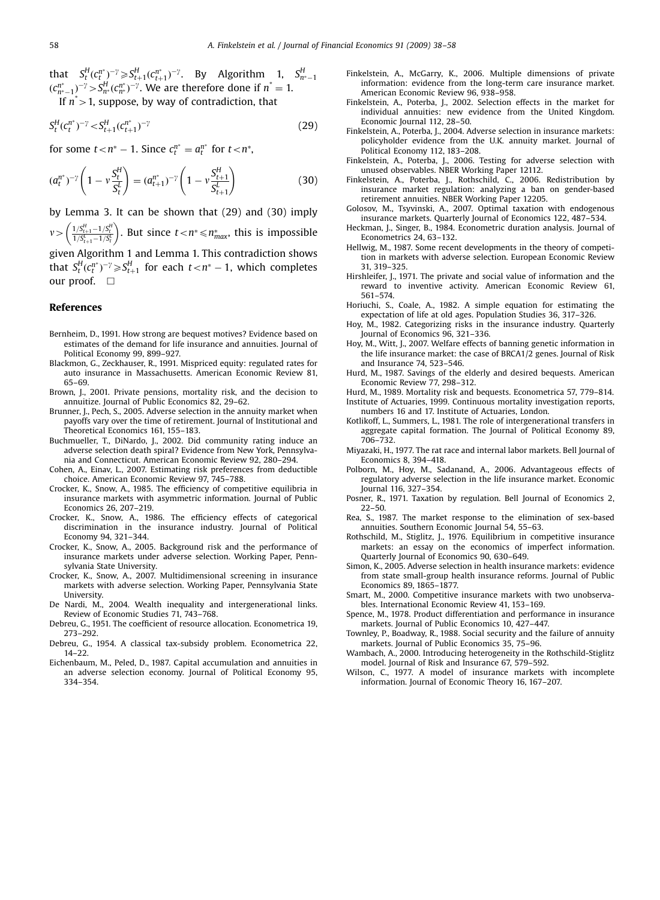that $S_t^H(c_t^{n^*})^{-\gamma} \geqslant S_{t+1}^H(c_{t+1}^{n^*})^{-\gamma}$. By Algorithm 1, $S_{n^*-1}^H (c_{n^*-1}^{n^*})^{-\gamma} > S_{n^*}^H(c_{n^*}^{n^*})^{-\gamma}$. We are therefore done if $n^* = 1$.

If $n^* > 1$, suppose, by way of contradiction, that

$$S_t^H(c_t^{n^*})^{-\gamma} < S_{t+1}^H(c_{t+1}^{n^*})^{-\gamma} \tag{29}$$

for some $t < n^* - 1$. Since $c_t^{n^*} = a_t^{n^*}$ for $t < n^*$,

$$(a_t^{n^*})^{-\gamma}\left(1 - v\frac{S_t^H}{S_t^L}\right) = (a_{t+1}^{n^*})^{-\gamma}\left(1 - v\frac{S_{t+1}^H}{S_{t+1}^L}\right) \tag{30}$$

by Lemma 3. It can be shown that (29) and (30) imply $v > \left(\frac{1/S_{t+1}^H - 1/S_t^H}{1/S_{t+1}^L - 1/S_t^L}\right)$. But since $t < n^* \leqslant n^*_{max}$, this is impossible given Algorithm 1 and Lemma 1. This contradiction shows that $S_t^H(c_t^{n^*})^{-\gamma} \geqslant S_{t+1}^H$ for each $t < n^* - 1$, which completes our proof. □

## References

Bernheim, D., 1991. How strong are bequest motives? Evidence based on estimates of the demand for life insurance and annuities. Journal of Political Economy 99, 899–927.

Blackmon, G., Zeckhauser, R., 1991. Mispriced equity: regulated rates for auto insurance in Massachusetts. American Economic Review 81, 65–69.

Brown, J., 2001. Private pensions, mortality risk, and the decision to annuitize. Journal of Public Economics 82, 29–62.

Brunner, J., Pech, S., 2005. Adverse selection in the annuity market when payoffs vary over the time of retirement. Journal of Institutional and Theoretical Economics 161, 155–183.

Buchmueller, T., DiNardo, J., 2002. Did community rating induce an adverse selection death spiral? Evidence from New York, Pennsylvania and Connecticut. American Economic Review 92, 280–294.

Cohen, A., Einav, L., 2007. Estimating risk preferences from deductible choice. American Economic Review 97, 745–788.

Crocker, K., Snow, A., 1985. The efficiency of competitive equilibria in insurance markets with asymmetric information. Journal of Public Economics 26, 207–219.

Crocker, K., Snow, A., 1986. The efficiency effects of categorical discrimination in the insurance industry. Journal of Political Economy 94, 321–344.

Crocker, K., Snow, A., 2005. Background risk and the performance of insurance markets under adverse selection. Working Paper, Pennsylvania State University.

Crocker, K., Snow, A., 2007. Multidimensional screening in insurance markets with adverse selection. Working Paper, Pennsylvania State University.

De Nardi, M., 2004. Wealth inequality and intergenerational links. Review of Economic Studies 71, 743–768.

Debreu, G., 1951. The coefficient of resource allocation. Econometrica 19, 273–292.

Debreu, G., 1954. A classical tax-subsidy problem. Econometrica 22, 14–22.

Eichenbaum, M., Peled, D., 1987. Capital accumulation and annuities in an adverse selection economy. Journal of Political Economy 95, 334–354.

Finkelstein, A., McGarry, K., 2006. Multiple dimensions of private information: evidence from the long-term care insurance market. American Economic Review 96, 938–958.

Finkelstein, A., Poterba, J., 2002. Selection effects in the market for individual annuities: new evidence from the United Kingdom. Economic Journal 112, 28–50.

Finkelstein, A., Poterba, J., 2004. Adverse selection in insurance markets: policyholder evidence from the U.K. annuity market. Journal of Political Economy 112, 183–208.

Finkelstein, A., Poterba, J., 2006. Testing for adverse selection with unused observables. NBER Working Paper 12112.

Finkelstein, A., Poterba, J., Rothschild, C., 2006. Redistribution by insurance market regulation: analyzing a ban on gender-based retirement annuities. NBER Working Paper 12205.

Golosov, M., Tsyvinski, A., 2007. Optimal taxation with endogenous insurance markets. Quarterly Journal of Economics 122, 487–534.

Heckman, J., Singer, B., 1984. Econometric duration analysis. Journal of Econometrics 24, 63–132.

Hellwig, M., 1987. Some recent developments in the theory of competition in markets with adverse selection. European Economic Review 31, 319–325.

Hirshleifer, J., 1971. The private and social value of information and the reward to inventive activity. American Economic Review 61, 561–574.

Horiuchi, S., Coale, A., 1982. A simple equation for estimating the expectation of life at old ages. Population Studies 36, 317–326.

Hoy, M., 1982. Categorizing risks in the insurance industry. Quarterly Journal of Economics 96, 321–336.

Hoy, M., Witt, J., 2007. Welfare effects of banning genetic information in the life insurance market: the case of BRCA1/2 genes. Journal of Risk and Insurance 74, 523–546.

Hurd, M., 1987. Savings of the elderly and desired bequests. American Economic Review 77, 298–312.

Hurd, M., 1989. Mortality risk and bequests. Econometrica 57, 779–814.

Institute of Actuaries, 1999. Continuous mortality investigation reports, numbers 16 and 17. Institute of Actuaries, London.

Kotlikoff, L., Summers, L., 1981. The role of intergenerational transfers in aggregate capital formation. The Journal of Political Economy 89, 706–732.

Miyazaki, H., 1977. The rat race and internal labor markets. Bell Journal of Economics 8, 394–418.

Polborn, M., Hoy, M., Sadanand, A., 2006. Advantageous effects of regulatory adverse selection in the life insurance market. Economic Journal 116, 327–354.

Posner, R., 1971. Taxation by regulation. Bell Journal of Economics 2, 22–50.

Rea, S., 1987. The market response to the elimination of sex-based annuities. Southern Economic Journal 54, 55–63.

Rothschild, M., Stiglitz, J., 1976. Equilibrium in competitive insurance markets: an essay on the economics of imperfect information. Quarterly Journal of Economics 90, 630–649.

Simon, K., 2005. Adverse selection in health insurance markets: evidence from state small-group health insurance reforms. Journal of Public Economics 89, 1865–1877.

Smart, M., 2000. Competitive insurance markets with two unobservables. International Economic Review 41, 153–169.

Spence, M., 1978. Product differentiation and performance in insurance markets. Journal of Public Economics 10, 427–447.

Townley, P., Boadway, R., 1988. Social security and the failure of annuity markets. Journal of Public Economics 35, 75–96.

Wambach, A., 2000. Introducing heterogeneity in the Rothschild-Stiglitz model. Journal of Risk and Insurance 67, 579–592.

Wilson, C., 1977. A model of insurance markets with incomplete information. Journal of Economic Theory 16, 167–207.